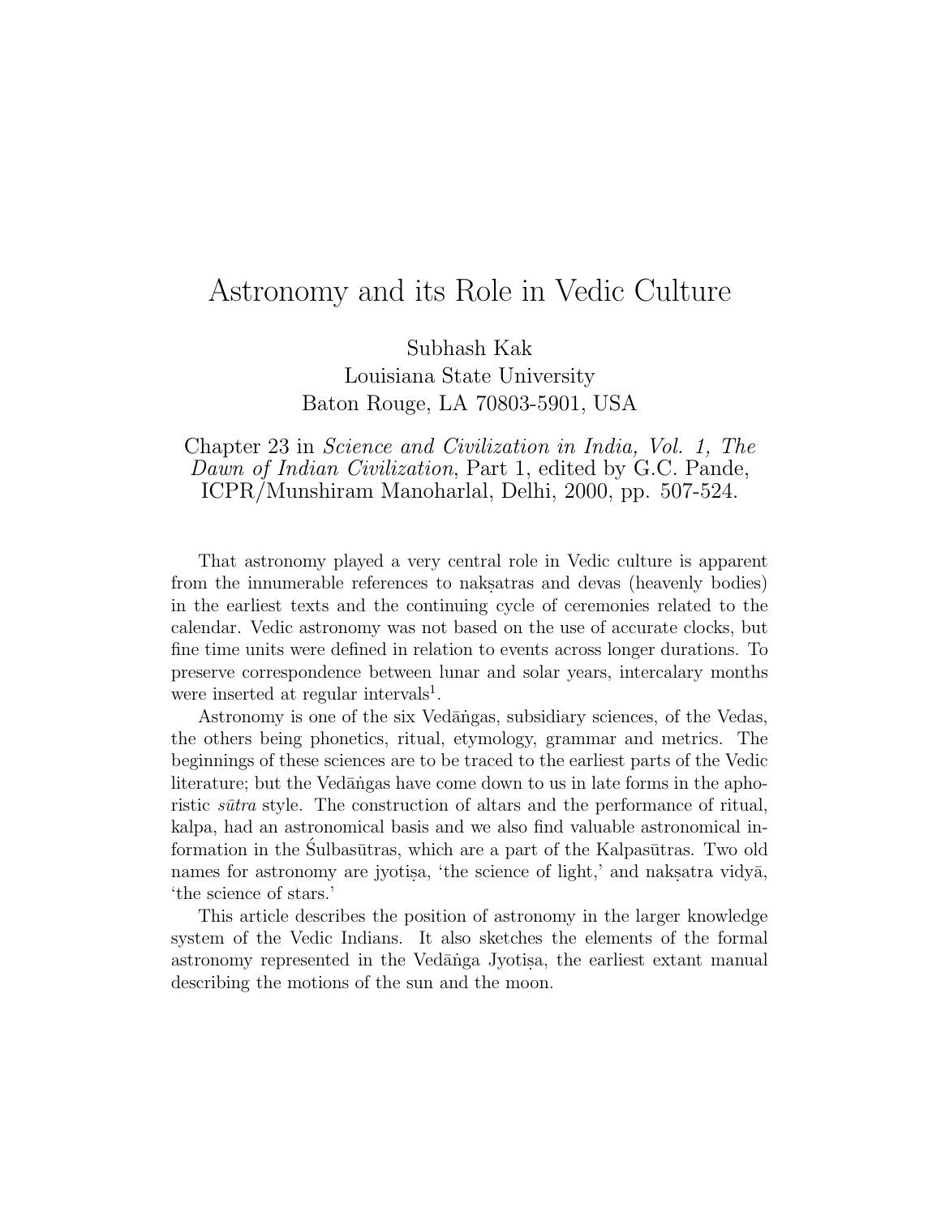# Astronomy and its Role in Vedic Culture

Subhash Kak
Louisiana State University
Baton Rouge, LA 70803-5901, USA

Chapter 23 in *Science and Civilization in India, Vol. 1, The Dawn of Indian Civilization*, Part 1, edited by G.C. Pande, ICPR/Munshiram Manoharlal, Delhi, 2000, pp. 507-524.

That astronomy played a very central role in Vedic culture is apparent from the innumerable references to nakṣatras and devas (heavenly bodies) in the earliest texts and the continuing cycle of ceremonies related to the calendar. Vedic astronomy was not based on the use of accurate clocks, but fine time units were defined in relation to events across longer durations. To preserve correspondence between lunar and solar years, intercalary months were inserted at regular intervals[1].

Astronomy is one of the six Vedāṅgas, subsidiary sciences, of the Vedas, the others being phonetics, ritual, etymology, grammar and metrics. The beginnings of these sciences are to be traced to the earliest parts of the Vedic literature; but the Vedāṅgas have come down to us in late forms in the aphoristic *sūtra* style. The construction of altars and the performance of ritual, kalpa, had an astronomical basis and we also find valuable astronomical information in the Śulbasūtras, which are a part of the Kalpasūtras. Two old names for astronomy are jyotiṣa, 'the science of light,' and nakṣatra vidyā, 'the science of stars.'

This article describes the position of astronomy in the larger knowledge system of the Vedic Indians. It also sketches the elements of the formal astronomy represented in the Vedāṅga Jyotiṣa, the earliest extant manual describing the motions of the sun and the moon.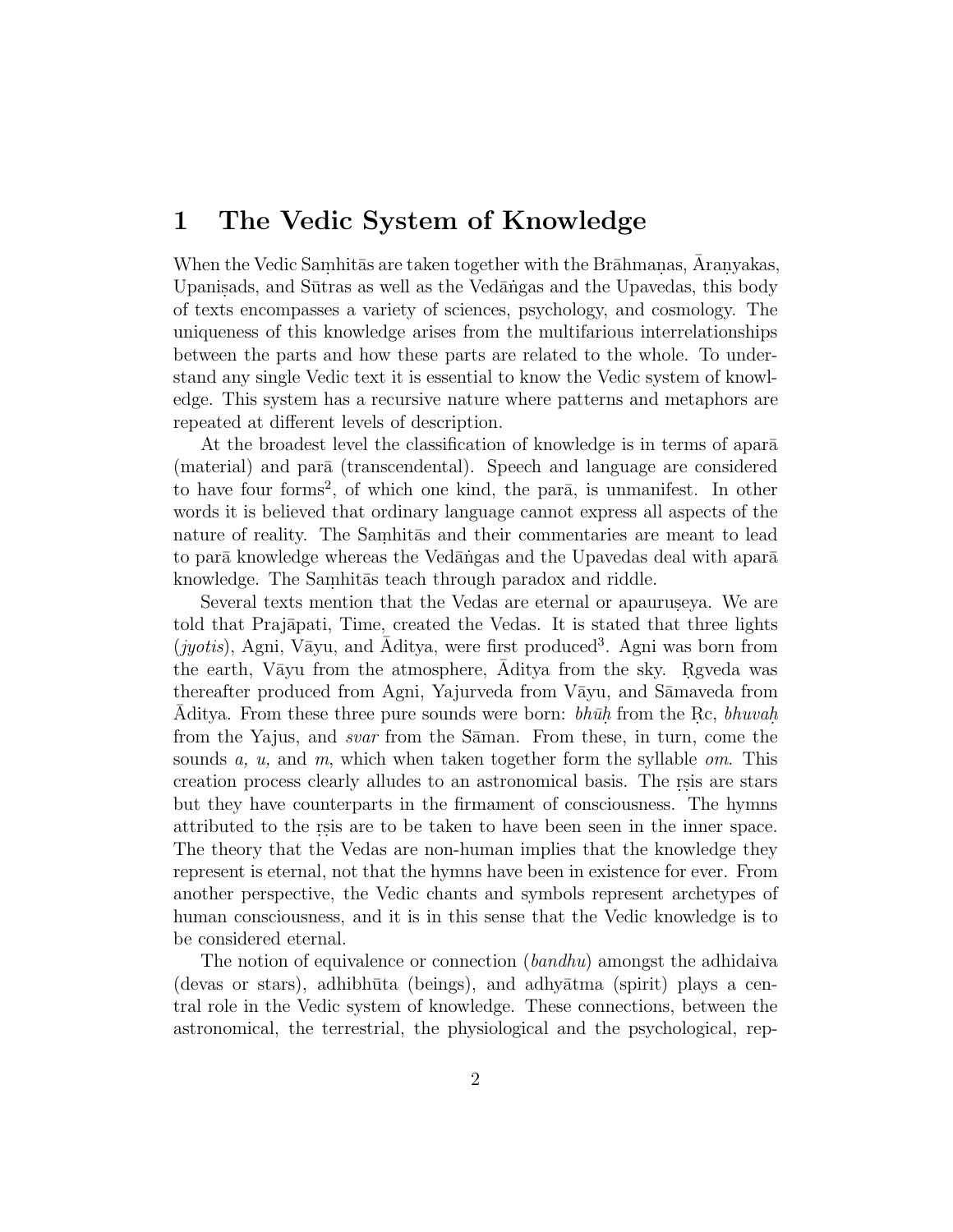## 1 The Vedic System of Knowledge

When the Vedic Saṃhitās are taken together with the Brāhmaṇas, Āraṇyakas, Upaniṣads, and Sūtras as well as the Vedāṅgas and the Upavedas, this body of texts encompasses a variety of sciences, psychology, and cosmology. The uniqueness of this knowledge arises from the multifarious interrelationships between the parts and how these parts are related to the whole. To understand any single Vedic text it is essential to know the Vedic system of knowledge. This system has a recursive nature where patterns and metaphors are repeated at different levels of description.

At the broadest level the classification of knowledge is in terms of aparā (material) and parā (transcendental). Speech and language are considered to have four forms[2], of which one kind, the parā, is unmanifest. In other words it is believed that ordinary language cannot express all aspects of the nature of reality. The Saṃhitās and their commentaries are meant to lead to parā knowledge whereas the Vedāṅgas and the Upavedas deal with aparā knowledge. The Saṃhitās teach through paradox and riddle.

Several texts mention that the Vedas are eternal or apauruṣeya. We are told that Prajāpati, Time, created the Vedas. It is stated that three lights (*jyotis*), Agni, Vāyu, and Āditya, were first produced[3]. Agni was born from the earth, Vāyu from the atmosphere, Āditya from the sky. Ṛgveda was thereafter produced from Agni, Yajurveda from Vāyu, and Sāmaveda from Āditya. From these three pure sounds were born: *bhūḥ* from the Ṛc, *bhuvaḥ* from the Yajus, and *svar* from the Sāman. From these, in turn, come the sounds *a, u,* and *m*, which when taken together form the syllable *om*. This creation process clearly alludes to an astronomical basis. The ṛṣis are stars but they have counterparts in the firmament of consciousness. The hymns attributed to the ṛṣis are to be taken to have been seen in the inner space. The theory that the Vedas are non-human implies that the knowledge they represent is eternal, not that the hymns have been in existence for ever. From another perspective, the Vedic chants and symbols represent archetypes of human consciousness, and it is in this sense that the Vedic knowledge is to be considered eternal.

The notion of equivalence or connection (*bandhu*) amongst the adhidaiva (devas or stars), adhibhūta (beings), and adhyātma (spirit) plays a central role in the Vedic system of knowledge. These connections, between the astronomical, the terrestrial, the physiological and the psychological, rep-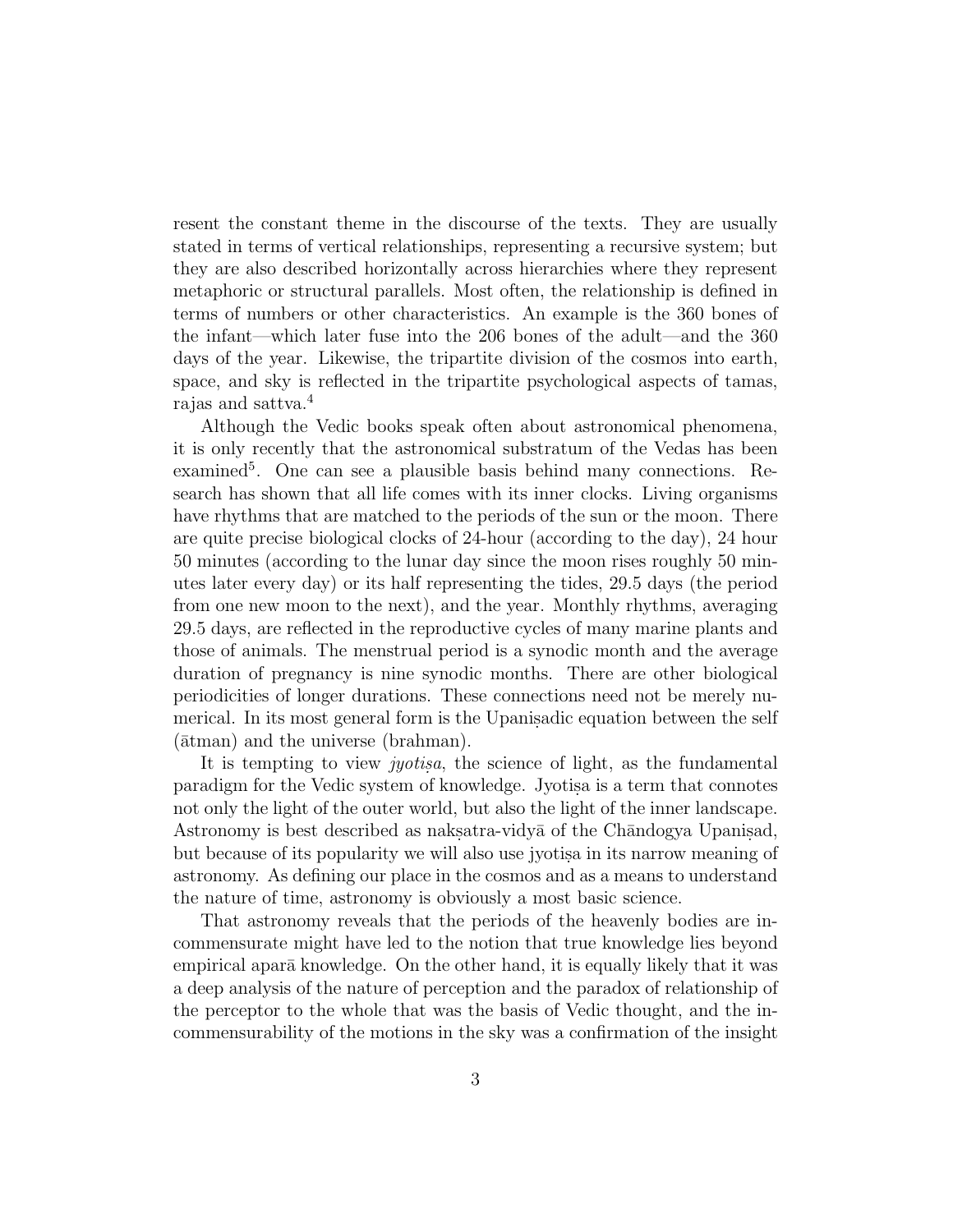resent the constant theme in the discourse of the texts. They are usually stated in terms of vertical relationships, representing a recursive system; but they are also described horizontally across hierarchies where they represent metaphoric or structural parallels. Most often, the relationship is defined in terms of numbers or other characteristics. An example is the 360 bones of the infant—which later fuse into the 206 bones of the adult—and the 360 days of the year. Likewise, the tripartite division of the cosmos into earth, space, and sky is reflected in the tripartite psychological aspects of tamas, rajas and sattva.[4]

Although the Vedic books speak often about astronomical phenomena, it is only recently that the astronomical substratum of the Vedas has been examined[5]. One can see a plausible basis behind many connections. Research has shown that all life comes with its inner clocks. Living organisms have rhythms that are matched to the periods of the sun or the moon. There are quite precise biological clocks of 24-hour (according to the day), 24 hour 50 minutes (according to the lunar day since the moon rises roughly 50 minutes later every day) or its half representing the tides, 29.5 days (the period from one new moon to the next), and the year. Monthly rhythms, averaging 29.5 days, are reflected in the reproductive cycles of many marine plants and those of animals. The menstrual period is a synodic month and the average duration of pregnancy is nine synodic months. There are other biological periodicities of longer durations. These connections need not be merely numerical. In its most general form is the Upaniṣadic equation between the self (ātman) and the universe (brahman).

It is tempting to view *jyotiṣa*, the science of light, as the fundamental paradigm for the Vedic system of knowledge. Jyotiṣa is a term that connotes not only the light of the outer world, but also the light of the inner landscape. Astronomy is best described as nakṣatra-vidyā of the Chāndogya Upaniṣad, but because of its popularity we will also use jyotiṣa in its narrow meaning of astronomy. As defining our place in the cosmos and as a means to understand the nature of time, astronomy is obviously a most basic science.

That astronomy reveals that the periods of the heavenly bodies are incommensurate might have led to the notion that true knowledge lies beyond empirical aparā knowledge. On the other hand, it is equally likely that it was a deep analysis of the nature of perception and the paradox of relationship of the perceptor to the whole that was the basis of Vedic thought, and the incommensurability of the motions in the sky was a confirmation of the insight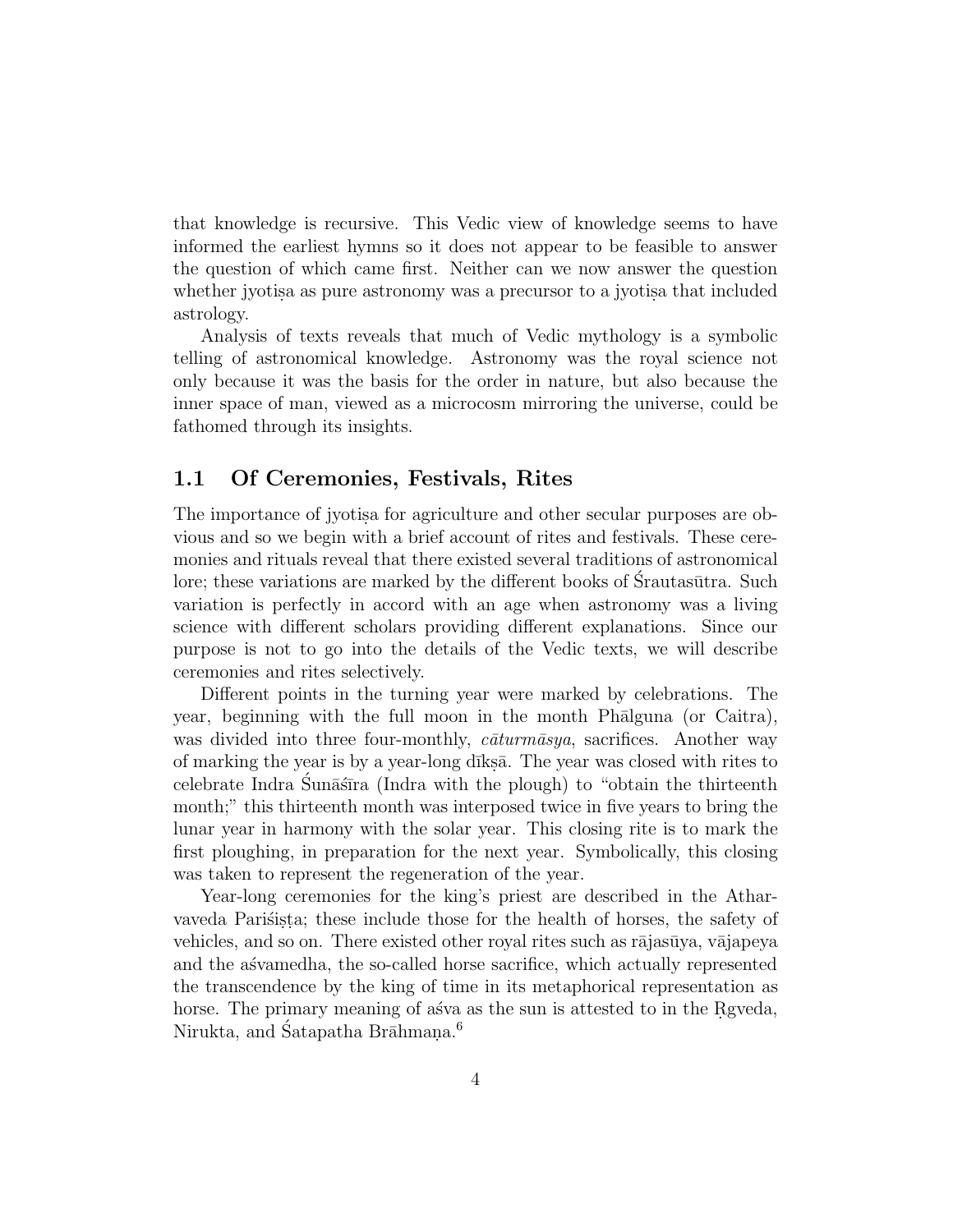that knowledge is recursive. This Vedic view of knowledge seems to have informed the earliest hymns so it does not appear to be feasible to answer the question of which came first. Neither can we now answer the question whether jyotiṣa as pure astronomy was a precursor to a jyotiṣa that included astrology.

Analysis of texts reveals that much of Vedic mythology is a symbolic telling of astronomical knowledge. Astronomy was the royal science not only because it was the basis for the order in nature, but also because the inner space of man, viewed as a microcosm mirroring the universe, could be fathomed through its insights.

## 1.1 Of Ceremonies, Festivals, Rites

The importance of jyotiṣa for agriculture and other secular purposes are obvious and so we begin with a brief account of rites and festivals. These ceremonies and rituals reveal that there existed several traditions of astronomical lore; these variations are marked by the different books of Śrautasūtra. Such variation is perfectly in accord with an age when astronomy was a living science with different scholars providing different explanations. Since our purpose is not to go into the details of the Vedic texts, we will describe ceremonies and rites selectively.

Different points in the turning year were marked by celebrations. The year, beginning with the full moon in the month Phālguna (or Caitra), was divided into three four-monthly, *cāturmāsya*, sacrifices. Another way of marking the year is by a year-long dīkṣā. The year was closed with rites to celebrate Indra Śunāśīra (Indra with the plough) to "obtain the thirteenth month;" this thirteenth month was interposed twice in five years to bring the lunar year in harmony with the solar year. This closing rite is to mark the first ploughing, in preparation for the next year. Symbolically, this closing was taken to represent the regeneration of the year.

Year-long ceremonies for the king's priest are described in the Atharvaveda Pariśiṣṭa; these include those for the health of horses, the safety of vehicles, and so on. There existed other royal rites such as rājasūya, vājapeya and the aśvamedha, the so-called horse sacrifice, which actually represented the transcendence by the king of time in its metaphorical representation as horse. The primary meaning of aśva as the sun is attested to in the Ṛgveda, Nirukta, and Śatapatha Brāhmaṇa.[6]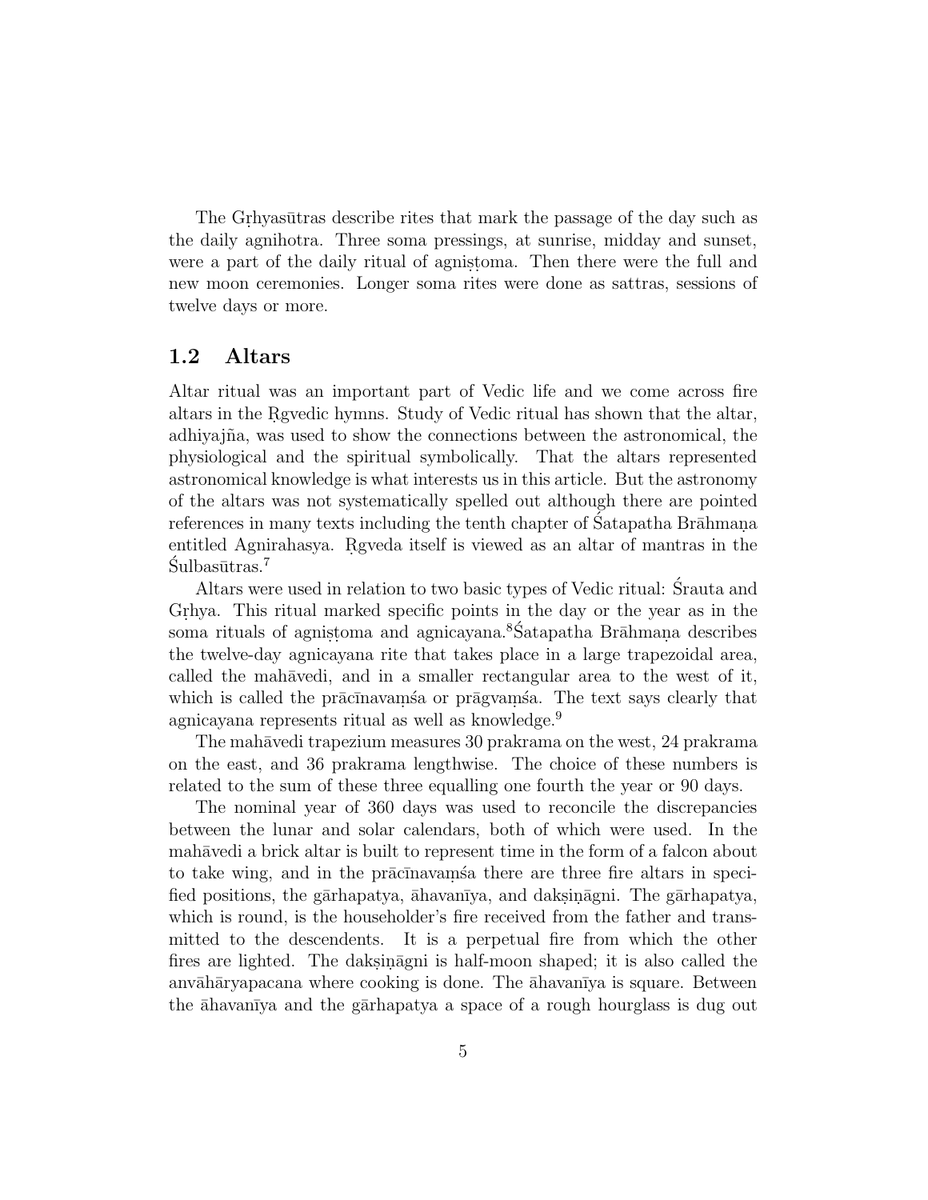The Gṛhyasūtras describe rites that mark the passage of the day such as the daily agnihotra. Three soma pressings, at sunrise, midday and sunset, were a part of the daily ritual of agniṣṭoma. Then there were the full and new moon ceremonies. Longer soma rites were done as sattras, sessions of twelve days or more.

## 1.2 Altars

Altar ritual was an important part of Vedic life and we come across fire altars in the Ṛgvedic hymns. Study of Vedic ritual has shown that the altar, adhiyajña, was used to show the connections between the astronomical, the physiological and the spiritual symbolically. That the altars represented astronomical knowledge is what interests us in this article. But the astronomy of the altars was not systematically spelled out although there are pointed references in many texts including the tenth chapter of Śatapatha Brāhmaṇa entitled Agnirahasya. Ṛgveda itself is viewed as an altar of mantras in the Śulbasūtras.[7]

Altars were used in relation to two basic types of Vedic ritual: Śrauta and Gṛhya. This ritual marked specific points in the day or the year as in the soma rituals of agniṣṭoma and agnicayana.[8] Śatapatha Brāhmaṇa describes the twelve-day agnicayana rite that takes place in a large trapezoidal area, called the mahāvedi, and in a smaller rectangular area to the west of it, which is called the prācīnavaṃśa or prāgvaṃśa. The text says clearly that agnicayana represents ritual as well as knowledge.[9]

The mahāvedi trapezium measures 30 prakrama on the west, 24 prakrama on the east, and 36 prakrama lengthwise. The choice of these numbers is related to the sum of these three equalling one fourth the year or 90 days.

The nominal year of 360 days was used to reconcile the discrepancies between the lunar and solar calendars, both of which were used. In the mahāvedi a brick altar is built to represent time in the form of a falcon about to take wing, and in the prācīnavaṃśa there are three fire altars in specified positions, the gārhapatya, āhavanīya, and dakṣiṇāgni. The gārhapatya, which is round, is the householder's fire received from the father and transmitted to the descendents. It is a perpetual fire from which the other fires are lighted. The dakṣiṇāgni is half-moon shaped; it is also called the anvāhāryapacana where cooking is done. The āhavanīya is square. Between the āhavanīya and the gārhapatya a space of a rough hourglass is dug out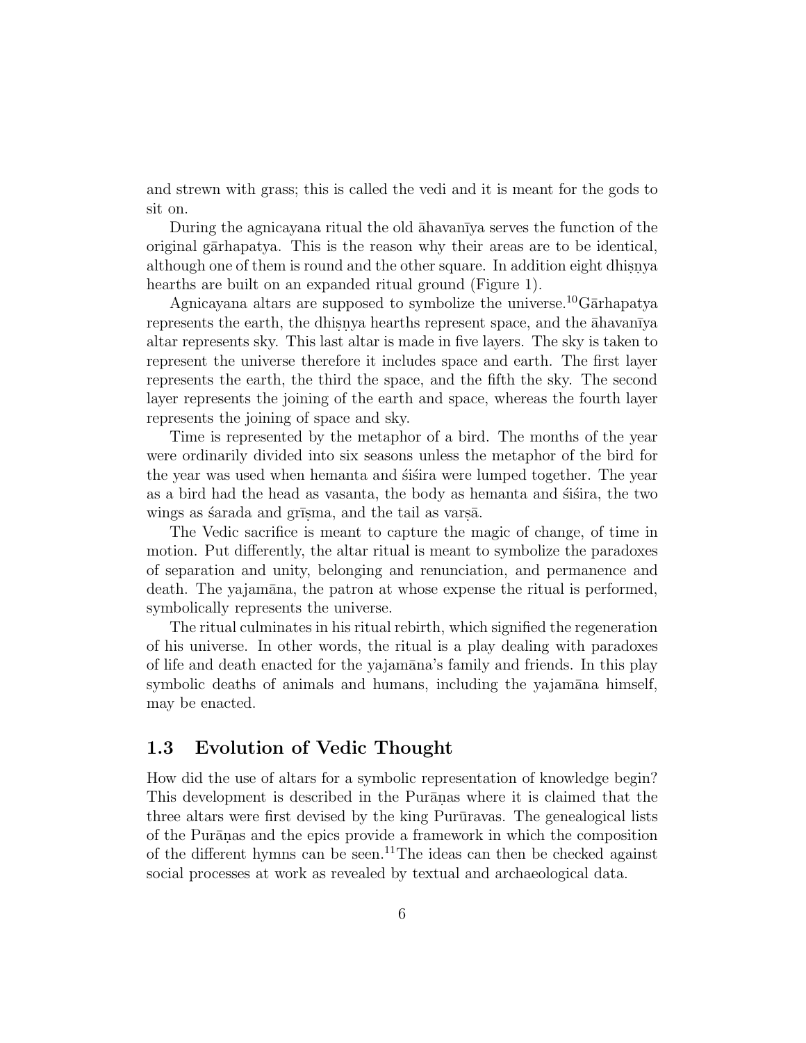and strewn with grass; this is called the vedi and it is meant for the gods to sit on.

During the agnicayana ritual the old āhavanīya serves the function of the original gārhapatya. This is the reason why their areas are to be identical, although one of them is round and the other square. In addition eight dhiṣṇya hearths are built on an expanded ritual ground (Figure 1).

Agnicayana altars are supposed to symbolize the universe.[10]Gārhapatya represents the earth, the dhiṣṇya hearths represent space, and the āhavanīya altar represents sky. This last altar is made in five layers. The sky is taken to represent the universe therefore it includes space and earth. The first layer represents the earth, the third the space, and the fifth the sky. The second layer represents the joining of the earth and space, whereas the fourth layer represents the joining of space and sky.

Time is represented by the metaphor of a bird. The months of the year were ordinarily divided into six seasons unless the metaphor of the bird for the year was used when hemanta and śiśira were lumped together. The year as a bird had the head as vasanta, the body as hemanta and śiśira, the two wings as śarada and grīṣma, and the tail as varṣā.

The Vedic sacrifice is meant to capture the magic of change, of time in motion. Put differently, the altar ritual is meant to symbolize the paradoxes of separation and unity, belonging and renunciation, and permanence and death. The yajamāna, the patron at whose expense the ritual is performed, symbolically represents the universe.

The ritual culminates in his ritual rebirth, which signified the regeneration of his universe. In other words, the ritual is a play dealing with paradoxes of life and death enacted for the yajamāna's family and friends. In this play symbolic deaths of animals and humans, including the yajamāna himself, may be enacted.

## 1.3 Evolution of Vedic Thought

How did the use of altars for a symbolic representation of knowledge begin? This development is described in the Purāṇas where it is claimed that the three altars were first devised by the king Purūravas. The genealogical lists of the Purāṇas and the epics provide a framework in which the composition of the different hymns can be seen.[11]The ideas can then be checked against social processes at work as revealed by textual and archaeological data.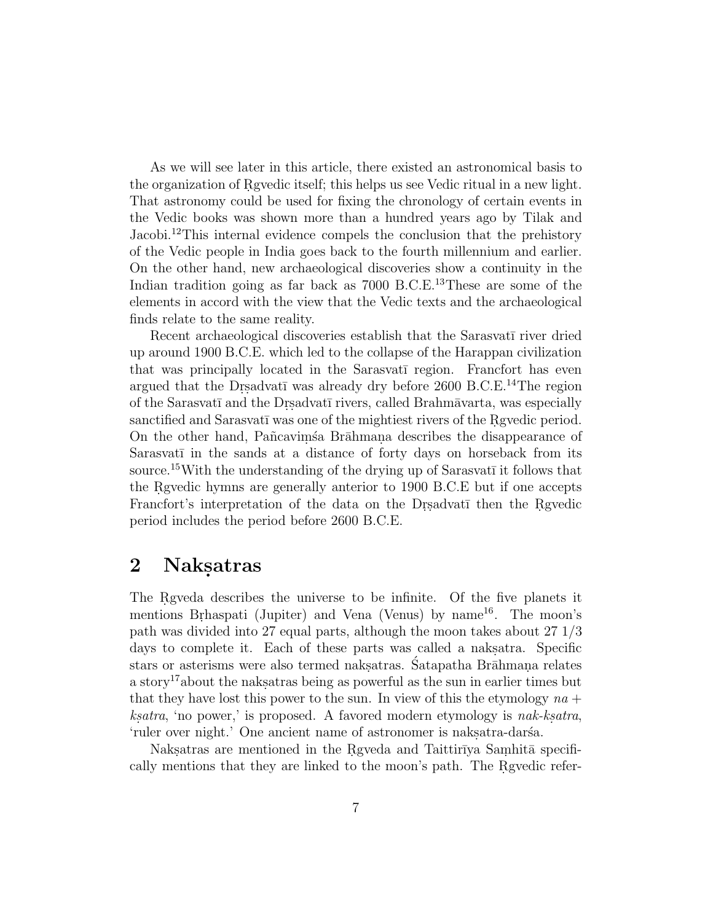As we will see later in this article, there existed an astronomical basis to the organization of Ṛgvedic itself; this helps us see Vedic ritual in a new light. That astronomy could be used for fixing the chronology of certain events in the Vedic books was shown more than a hundred years ago by Tilak and Jacobi.[12]This internal evidence compels the conclusion that the prehistory of the Vedic people in India goes back to the fourth millennium and earlier. On the other hand, new archaeological discoveries show a continuity in the Indian tradition going as far back as 7000 B.C.E.[13]These are some of the elements in accord with the view that the Vedic texts and the archaeological finds relate to the same reality.

Recent archaeological discoveries establish that the Sarasvatī river dried up around 1900 B.C.E. which led to the collapse of the Harappan civilization that was principally located in the Sarasvatī region. Francfort has even argued that the Dṛṣadvatī was already dry before 2600 B.C.E.[14]The region of the Sarasvatī and the Dṛṣadvatī rivers, called Brahmāvarta, was especially sanctified and Sarasvatī was one of the mightiest rivers of the Ṛgvedic period. On the other hand, Pañcaviṃśa Brāhmaṇa describes the disappearance of Sarasvatī in the sands at a distance of forty days on horseback from its source.[15]With the understanding of the drying up of Sarasvatī it follows that the Ṛgvedic hymns are generally anterior to 1900 B.C.E but if one accepts Francfort's interpretation of the data on the Dṛṣadvatī then the Ṛgvedic period includes the period before 2600 B.C.E.

## 2 Nakṣatras

The Ṛgveda describes the universe to be infinite. Of the five planets it mentions Bṛhaspati (Jupiter) and Vena (Venus) by name[16]. The moon's path was divided into 27 equal parts, although the moon takes about 27 1/3 days to complete it. Each of these parts was called a nakṣatra. Specific stars or asterisms were also termed nakṣatras. Śatapatha Brāhmaṇa relates a story[17]about the nakṣatras being as powerful as the sun in earlier times but that they have lost this power to the sun. In view of this the etymology *na* + *kṣatra*, 'no power,' is proposed. A favored modern etymology is *nak-kṣatra*, 'ruler over night.' One ancient name of astronomer is nakṣatra-darśa.

Nakṣatras are mentioned in the Ṛgveda and Taittirīya Saṃhitā specifically mentions that they are linked to the moon's path. The Ṛgvedic refer-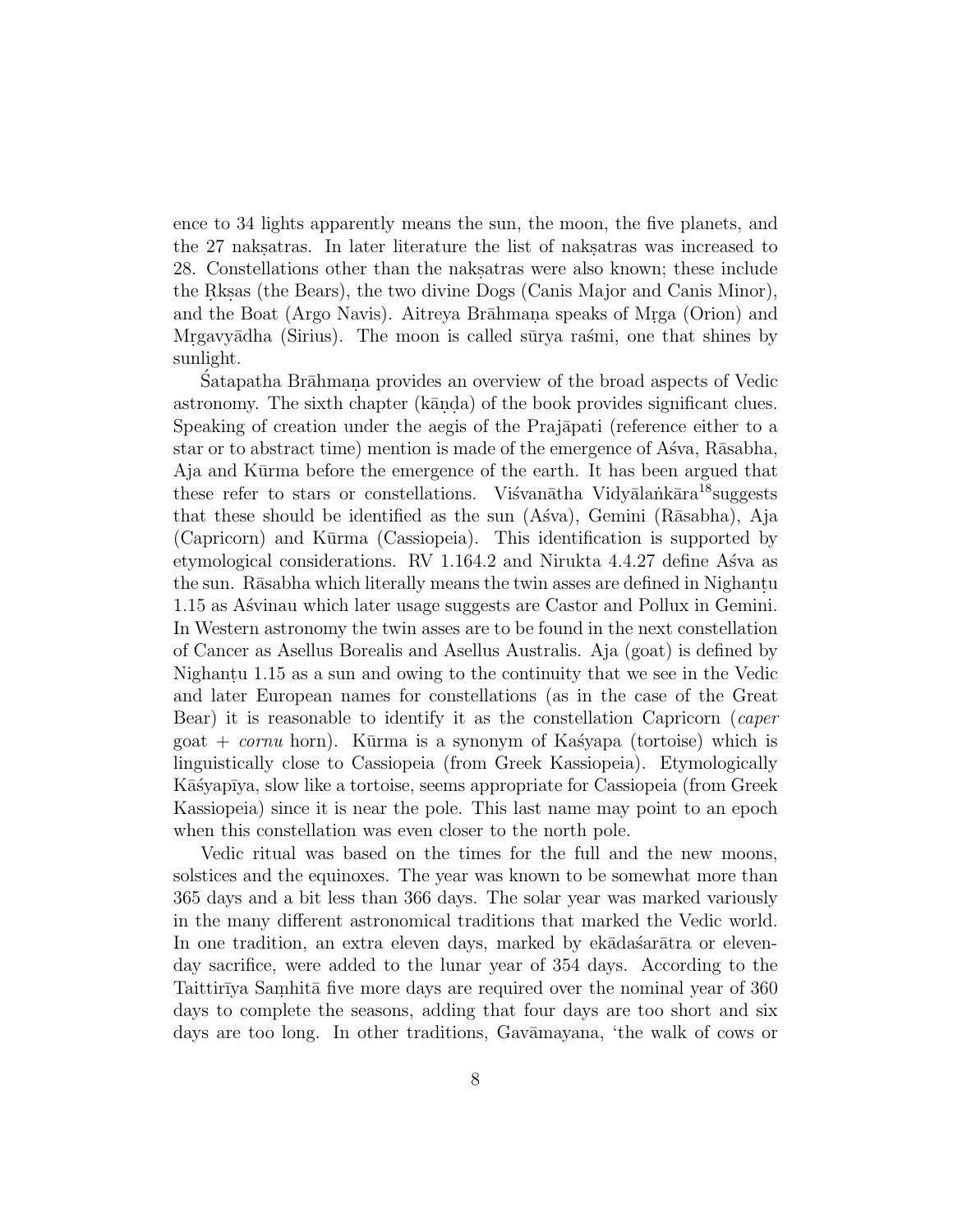ence to 34 lights apparently means the sun, the moon, the five planets, and the 27 nakṣatras. In later literature the list of nakṣatras was increased to 28. Constellations other than the nakṣatras were also known; these include the Ṛkṣas (the Bears), the two divine Dogs (Canis Major and Canis Minor), and the Boat (Argo Navis). Aitreya Brāhmaṇa speaks of Mṛga (Orion) and Mṛgavyādha (Sirius). The moon is called sūrya raśmi, one that shines by sunlight.

Śatapatha Brāhmaṇa provides an overview of the broad aspects of Vedic astronomy. The sixth chapter (kāṇḍa) of the book provides significant clues. Speaking of creation under the aegis of the Prajāpati (reference either to a star or to abstract time) mention is made of the emergence of Aśva, Rāsabha, Aja and Kūrma before the emergence of the earth. It has been argued that these refer to stars or constellations. Viśvanātha Vidyālaṅkāra[18]suggests that these should be identified as the sun (Aśva), Gemini (Rāsabha), Aja (Capricorn) and Kūrma (Cassiopeia). This identification is supported by etymological considerations. RV 1.164.2 and Nirukta 4.4.27 define Aśva as the sun. Rāsabha which literally means the twin asses are defined in Nighaṇṭu 1.15 as Aśvinau which later usage suggests are Castor and Pollux in Gemini. In Western astronomy the twin asses are to be found in the next constellation of Cancer as Asellus Borealis and Asellus Australis. Aja (goat) is defined by Nighaṇṭu 1.15 as a sun and owing to the continuity that we see in the Vedic and later European names for constellations (as in the case of the Great Bear) it is reasonable to identify it as the constellation Capricorn (*caper* goat + *cornu* horn). Kūrma is a synonym of Kaśyapa (tortoise) which is linguistically close to Cassiopeia (from Greek Kassiopeia). Etymologically Kāśyapīya, slow like a tortoise, seems appropriate for Cassiopeia (from Greek Kassiopeia) since it is near the pole. This last name may point to an epoch when this constellation was even closer to the north pole.

Vedic ritual was based on the times for the full and the new moons, solstices and the equinoxes. The year was known to be somewhat more than 365 days and a bit less than 366 days. The solar year was marked variously in the many different astronomical traditions that marked the Vedic world. In one tradition, an extra eleven days, marked by ekādaśarātra or eleven-day sacrifice, were added to the lunar year of 354 days. According to the Taittirīya Saṃhitā five more days are required over the nominal year of 360 days to complete the seasons, adding that four days are too short and six days are too long. In other traditions, Gavāmayana, 'the walk of cows or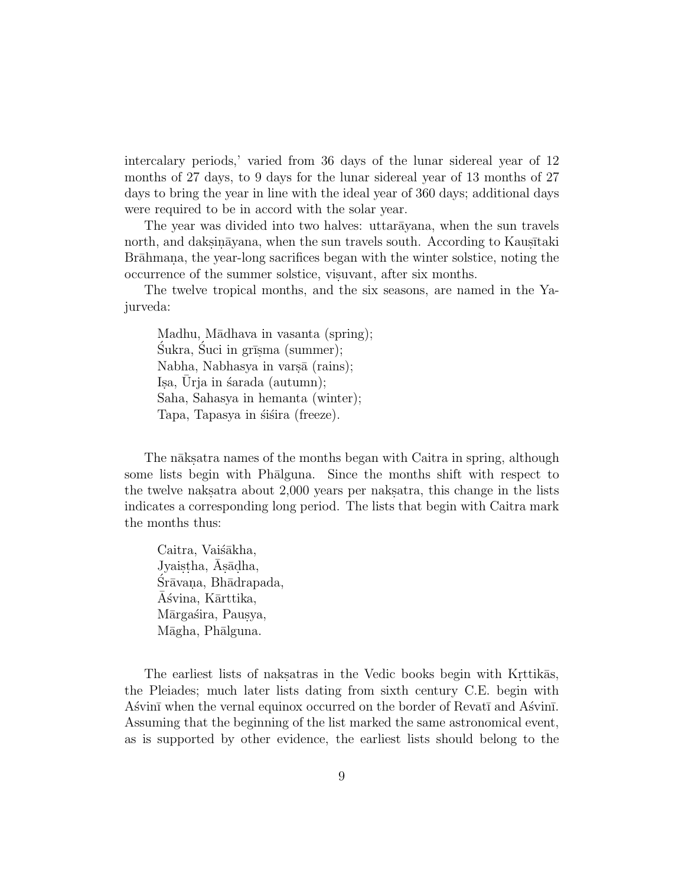intercalary periods,' varied from 36 days of the lunar sidereal year of 12 months of 27 days, to 9 days for the lunar sidereal year of 13 months of 27 days to bring the year in line with the ideal year of 360 days; additional days were required to be in accord with the solar year.

The year was divided into two halves: uttarāyana, when the sun travels north, and dakṣiṇāyana, when the sun travels south. According to Kauṣītaki Brāhmaṇa, the year-long sacrifices began with the winter solstice, noting the occurrence of the summer solstice, viṣuvant, after six months.

The twelve tropical months, and the six seasons, are named in the Yajurveda:

> Madhu, Mādhava in vasanta (spring);
> Śukra, Śuci in grīṣma (summer);
> Nabha, Nabhasya in varṣā (rains);
> Iṣa, Ūrja in śarada (autumn);
> Saha, Sahasya in hemanta (winter);
> Tapa, Tapasya in śiśira (freeze).

The nākṣatra names of the months began with Caitra in spring, although some lists begin with Phālguna. Since the months shift with respect to the twelve nakṣatra about 2,000 years per nakṣatra, this change in the lists indicates a corresponding long period. The lists that begin with Caitra mark the months thus:

> Caitra, Vaiśākha,
> Jyaiṣṭha, Āṣāḍha,
> Śrāvaṇa, Bhādrapada,
> Āśvina, Kārttika,
> Mārgaśira, Pauṣya,
> Māgha, Phālguna.

The earliest lists of nakṣatras in the Vedic books begin with Kṛttikās, the Pleiades; much later lists dating from sixth century C.E. begin with Aśvinī when the vernal equinox occurred on the border of Revatī and Aśvinī. Assuming that the beginning of the list marked the same astronomical event, as is supported by other evidence, the earliest lists should belong to the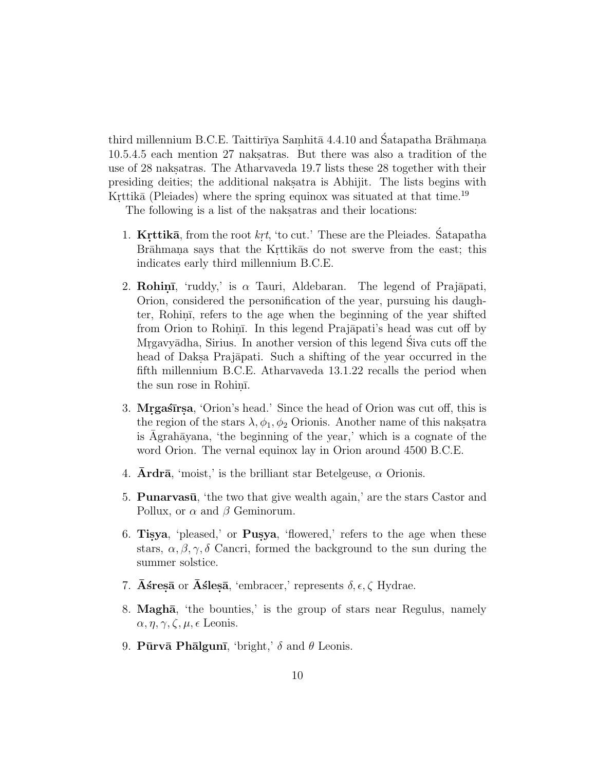third millennium B.C.E. Taittirīya Saṃhitā 4.4.10 and Śatapatha Brāhmaṇa 10.5.4.5 each mention 27 nakṣatras. But there was also a tradition of the use of 28 nakṣatras. The Atharvaveda 19.7 lists these 28 together with their presiding deities; the additional nakṣatra is Abhijit. The lists begins with Kṛttikā (Pleiades) where the spring equinox was situated at that time.[19]

The following is a list of the nakṣatras and their locations:

1. **Kṛttikā**, from the root *kṛt*, 'to cut.' These are the Pleiades. Śatapatha Brāhmaṇa says that the Kṛttikās do not swerve from the east; this indicates early third millennium B.C.E.

2. **Rohiṇī**, 'ruddy,' is $\alpha$ Tauri, Aldebaran. The legend of Prajāpati, Orion, considered the personification of the year, pursuing his daughter, Rohiṇī, refers to the age when the beginning of the year shifted from Orion to Rohiṇī. In this legend Prajāpati's head was cut off by Mṛgavyādha, Sirius. In another version of this legend Śiva cuts off the head of Dakṣa Prajāpati. Such a shifting of the year occurred in the fifth millennium B.C.E. Atharvaveda 13.1.22 recalls the period when the sun rose in Rohiṇī.

3. **Mṛgaśīrṣa**, 'Orion's head.' Since the head of Orion was cut off, this is the region of the stars $\lambda, \phi_1, \phi_2$ Orionis. Another name of this nakṣatra is Āgrahāyana, 'the beginning of the year,' which is a cognate of the word Orion. The vernal equinox lay in Orion around 4500 B.C.E.

4. **Ārdrā**, 'moist,' is the brilliant star Betelgeuse, $\alpha$ Orionis.

5. **Punarvasū**, 'the two that give wealth again,' are the stars Castor and Pollux, or $\alpha$ and $\beta$ Geminorum.

6. **Tiṣya**, 'pleased,' or **Puṣya**, 'flowered,' refers to the age when these stars, $\alpha, \beta, \gamma, \delta$ Cancri, formed the background to the sun during the summer solstice.

7. **Āśreṣā** or **Āśleṣā**, 'embracer,' represents $\delta, \epsilon, \zeta$ Hydrae.

8. **Maghā**, 'the bounties,' is the group of stars near Regulus, namely $\alpha, \eta, \gamma, \zeta, \mu, \epsilon$ Leonis.

9. **Pūrvā Phālgunī**, 'bright,' $\delta$ and $\theta$ Leonis.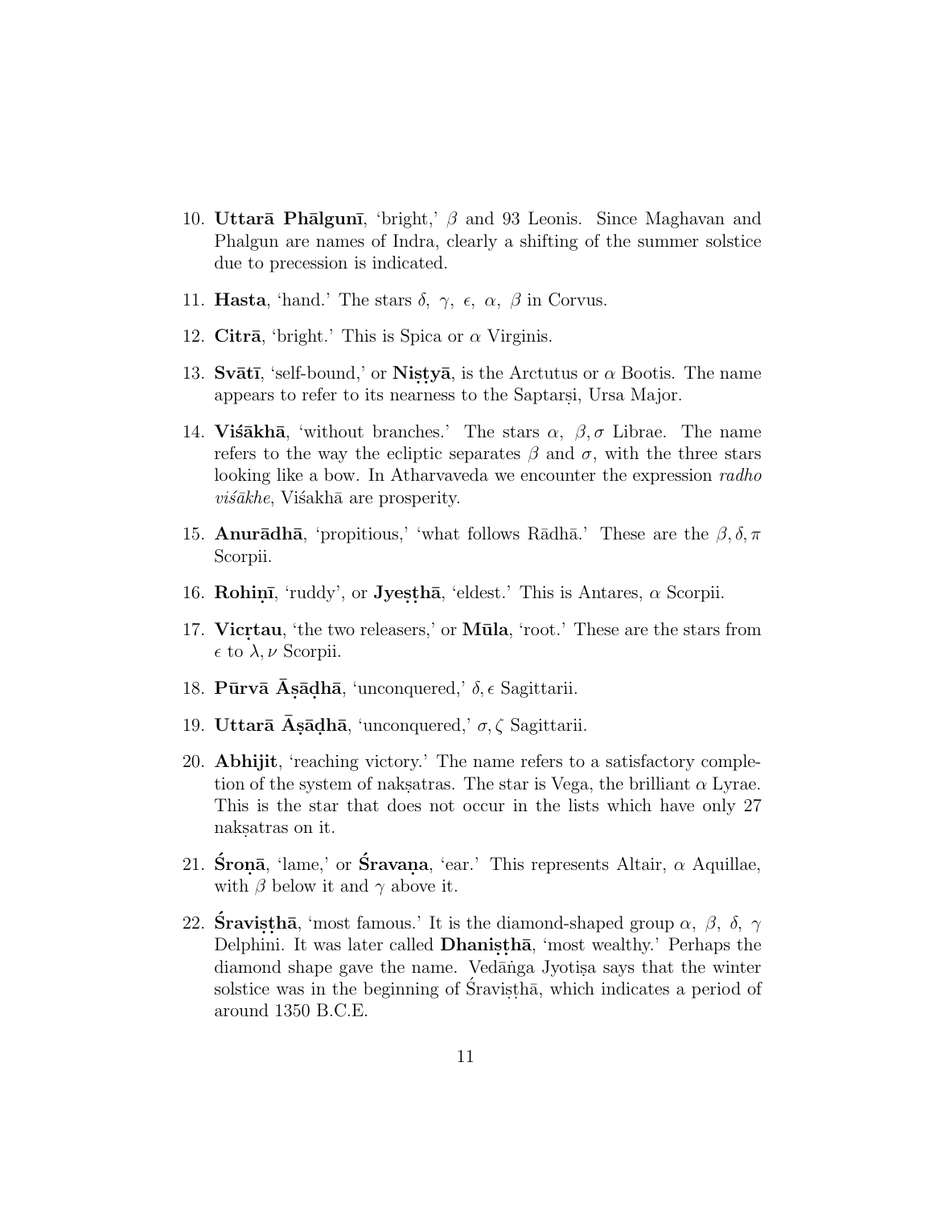10. **Uttarā Phālgunī**, 'bright,' $\beta$ and 93 Leonis. Since Maghavan and Phalgun are names of Indra, clearly a shifting of the summer solstice due to precession is indicated.

11. **Hasta**, 'hand.' The stars $\delta$, $\gamma$, $\epsilon$, $\alpha$, $\beta$ in Corvus.

12. **Citrā**, 'bright.' This is Spica or $\alpha$ Virginis.

13. **Svātī**, 'self-bound,' or **Niṣṭyā**, is the Arctutus or $\alpha$ Bootis. The name appears to refer to its nearness to the Saptarṣi, Ursa Major.

14. **Viśākhā**, 'without branches.' The stars $\alpha$, $\beta, \sigma$ Librae. The name refers to the way the ecliptic separates $\beta$ and $\sigma$, with the three stars looking like a bow. In Atharvaveda we encounter the expression *radho viśākhe*, Viśakhā are prosperity.

15. **Anurādhā**, 'propitious,' 'what follows Rādhā.' These are the $\beta, \delta, \pi$ Scorpii.

16. **Rohiṇī**, 'ruddy', or **Jyeṣṭhā**, 'eldest.' This is Antares, $\alpha$ Scorpii.

17. **Vicṛtau**, 'the two releasers,' or **Mūla**, 'root.' These are the stars from $\epsilon$ to $\lambda, \nu$ Scorpii.

18. **Pūrvā Āṣāḍhā**, 'unconquered,' $\delta, \epsilon$ Sagittarii.

19. **Uttarā Āṣāḍhā**, 'unconquered,' $\sigma, \zeta$ Sagittarii.

20. **Abhijit**, 'reaching victory.' The name refers to a satisfactory completion of the system of nakṣatras. The star is Vega, the brilliant $\alpha$ Lyrae. This is the star that does not occur in the lists which have only 27 nakṣatras on it.

21. **Śroṇā**, 'lame,' or **Śravaṇa**, 'ear.' This represents Altair, $\alpha$ Aquillae, with $\beta$ below it and $\gamma$ above it.

22. **Śraviṣṭhā**, 'most famous.' It is the diamond-shaped group $\alpha$, $\beta$, $\delta$, $\gamma$ Delphini. It was later called **Dhaniṣṭhā**, 'most wealthy.' Perhaps the diamond shape gave the name. Vedāṅga Jyotiṣa says that the winter solstice was in the beginning of Śraviṣṭhā, which indicates a period of around 1350 B.C.E.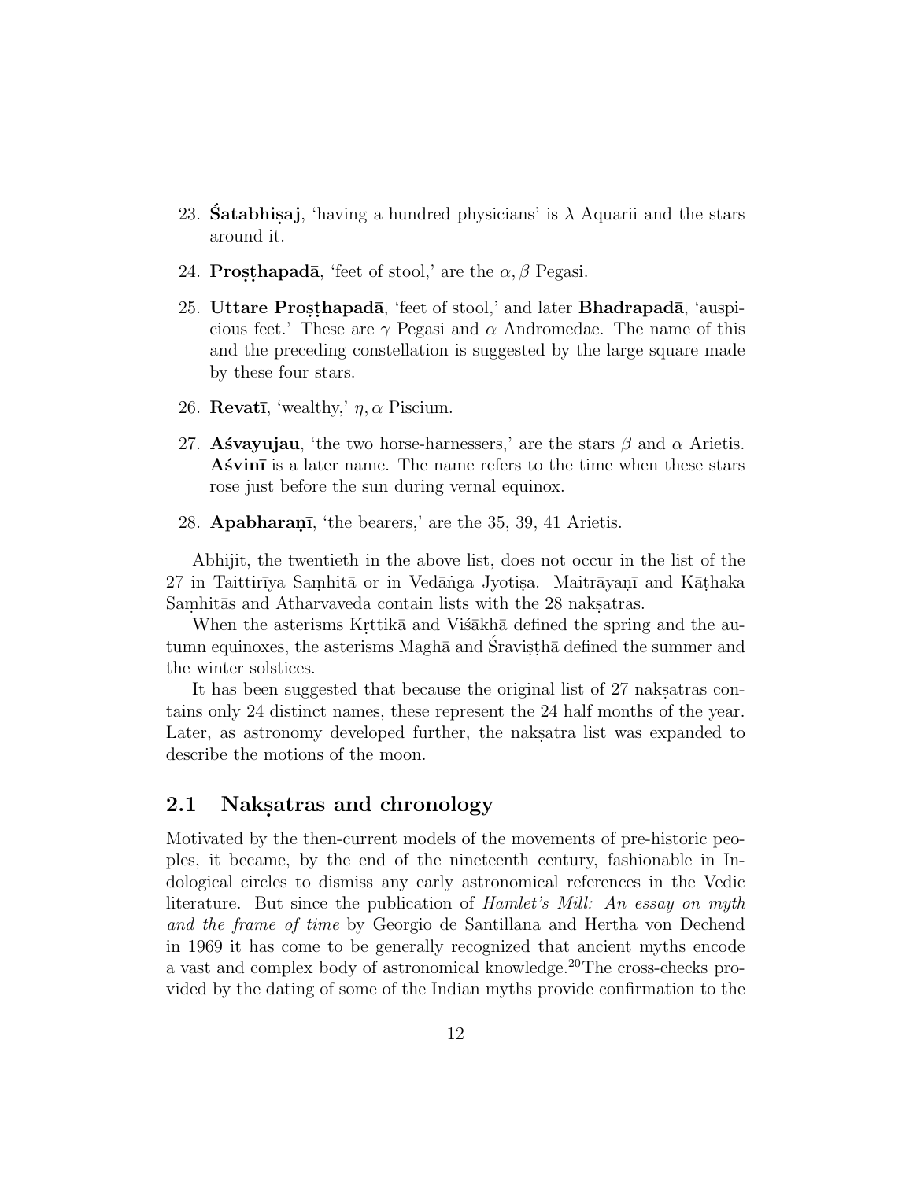23. **Śatabhiṣaj**, 'having a hundred physicians' is $\lambda$ Aquarii and the stars around it.

24. **Proṣṭhapadā**, 'feet of stool,' are the $\alpha, \beta$ Pegasi.

25. **Uttare Proṣṭhapadā**, 'feet of stool,' and later **Bhadrapadā**, 'auspicious feet.' These are $\gamma$ Pegasi and $\alpha$ Andromedae. The name of this and the preceding constellation is suggested by the large square made by these four stars.

26. **Revatī**, 'wealthy,' $\eta, \alpha$ Piscium.

27. **Aśvayujau**, 'the two horse-harnessers,' are the stars $\beta$ and $\alpha$ Arietis. **Aśvinī** is a later name. The name refers to the time when these stars rose just before the sun during vernal equinox.

28. **Apabharaṇī**, 'the bearers,' are the 35, 39, 41 Arietis.

Abhijit, the twentieth in the above list, does not occur in the list of the 27 in Taittirīya Saṃhitā or in Vedāṅga Jyotiṣa. Maitrāyaṇī and Kāṭhaka Saṃhitās and Atharvaveda contain lists with the 28 nakṣatras.

When the asterisms Kṛttikā and Viśākhā defined the spring and the autumn equinoxes, the asterisms Maghā and Śraviṣṭhā defined the summer and the winter solstices.

It has been suggested that because the original list of 27 nakṣatras contains only 24 distinct names, these represent the 24 half months of the year. Later, as astronomy developed further, the nakṣatra list was expanded to describe the motions of the moon.

## 2.1 Nakṣatras and chronology

Motivated by the then-current models of the movements of pre-historic peoples, it became, by the end of the nineteenth century, fashionable in Indological circles to dismiss any early astronomical references in the Vedic literature. But since the publication of *Hamlet's Mill: An essay on myth and the frame of time* by Georgio de Santillana and Hertha von Dechend in 1969 it has come to be generally recognized that ancient myths encode a vast and complex body of astronomical knowledge.[20]The cross-checks provided by the dating of some of the Indian myths provide confirmation to the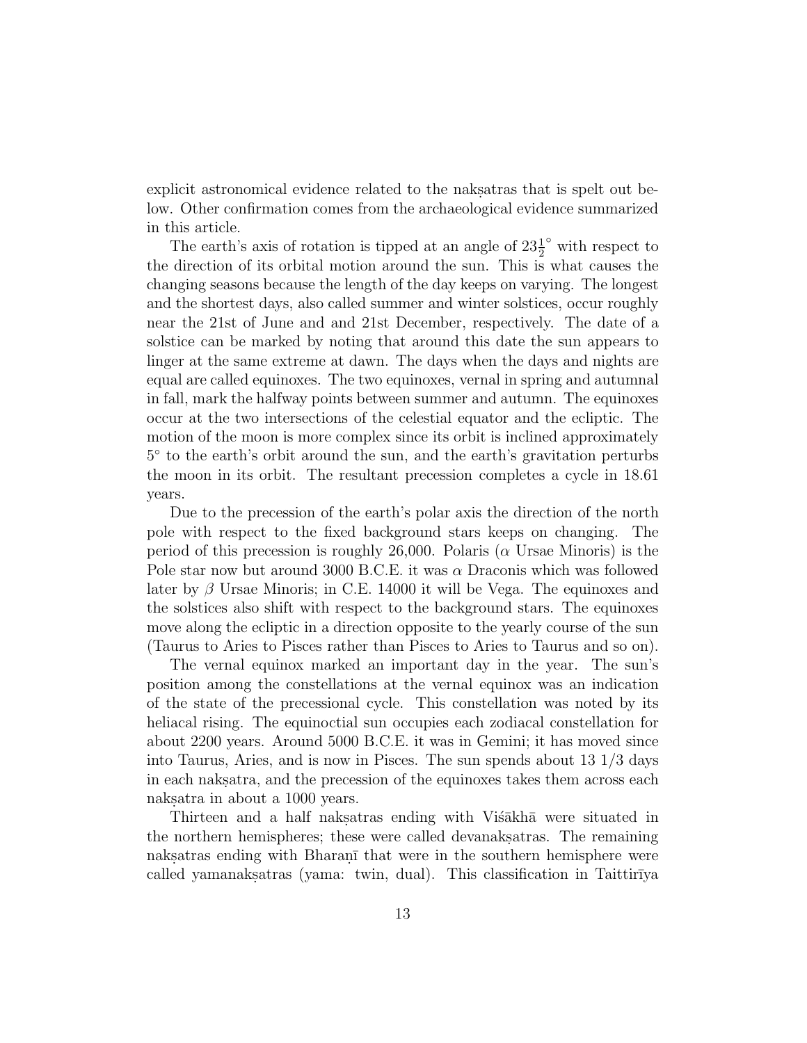explicit astronomical evidence related to the nakṣatras that is spelt out below. Other confirmation comes from the archaeological evidence summarized in this article.

The earth's axis of rotation is tipped at an angle of $23\frac{1}{2}^{\circ}$ with respect to the direction of its orbital motion around the sun. This is what causes the changing seasons because the length of the day keeps on varying. The longest and the shortest days, also called summer and winter solstices, occur roughly near the 21st of June and and 21st December, respectively. The date of a solstice can be marked by noting that around this date the sun appears to linger at the same extreme at dawn. The days when the days and nights are equal are called equinoxes. The two equinoxes, vernal in spring and autumnal in fall, mark the halfway points between summer and autumn. The equinoxes occur at the two intersections of the celestial equator and the ecliptic. The motion of the moon is more complex since its orbit is inclined approximately $5^{\circ}$ to the earth's orbit around the sun, and the earth's gravitation perturbs the moon in its orbit. The resultant precession completes a cycle in 18.61 years.

Due to the precession of the earth's polar axis the direction of the north pole with respect to the fixed background stars keeps on changing. The period of this precession is roughly 26,000. Polaris ($\alpha$ Ursae Minoris) is the Pole star now but around 3000 B.C.E. it was $\alpha$ Draconis which was followed later by $\beta$ Ursae Minoris; in C.E. 14000 it will be Vega. The equinoxes and the solstices also shift with respect to the background stars. The equinoxes move along the ecliptic in a direction opposite to the yearly course of the sun (Taurus to Aries to Pisces rather than Pisces to Aries to Taurus and so on).

The vernal equinox marked an important day in the year. The sun's position among the constellations at the vernal equinox was an indication of the state of the precessional cycle. This constellation was noted by its heliacal rising. The equinoctial sun occupies each zodiacal constellation for about 2200 years. Around 5000 B.C.E. it was in Gemini; it has moved since into Taurus, Aries, and is now in Pisces. The sun spends about 13 1/3 days in each nakṣatra, and the precession of the equinoxes takes them across each nakṣatra in about a 1000 years.

Thirteen and a half nakṣatras ending with Viśākhā were situated in the northern hemispheres; these were called devanakṣatras. The remaining nakṣatras ending with Bharaṇī that were in the southern hemisphere were called yamanakṣatras (yama: twin, dual). This classification in Taittirīya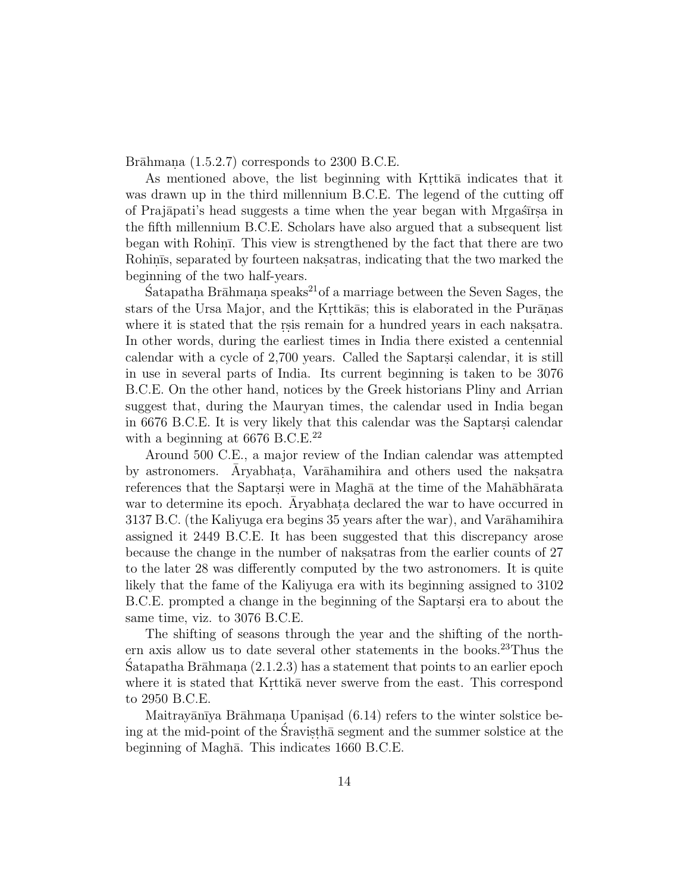Brāhmaṇa (1.5.2.7) corresponds to 2300 B.C.E.

As mentioned above, the list beginning with Kṛttikā indicates that it was drawn up in the third millennium B.C.E. The legend of the cutting off of Prajāpati's head suggests a time when the year began with Mṛgaśīrṣa in the fifth millennium B.C.E. Scholars have also argued that a subsequent list began with Rohiṇī. This view is strengthened by the fact that there are two Rohiṇīs, separated by fourteen nakṣatras, indicating that the two marked the beginning of the two half-years.

Śatapatha Brāhmaṇa speaks[21] of a marriage between the Seven Sages, the stars of the Ursa Major, and the Kṛttikās; this is elaborated in the Purāṇas where it is stated that the ṛṣis remain for a hundred years in each nakṣatra. In other words, during the earliest times in India there existed a centennial calendar with a cycle of 2,700 years. Called the Saptarṣi calendar, it is still in use in several parts of India. Its current beginning is taken to be 3076 B.C.E. On the other hand, notices by the Greek historians Pliny and Arrian suggest that, during the Mauryan times, the calendar used in India began in 6676 B.C.E. It is very likely that this calendar was the Saptarṣi calendar with a beginning at 6676 B.C.E.[22]

Around 500 C.E., a major review of the Indian calendar was attempted by astronomers. Āryabhaṭa, Varāhamihira and others used the nakṣatra references that the Saptarṣi were in Maghā at the time of the Mahābhārata war to determine its epoch. Āryabhaṭa declared the war to have occurred in 3137 B.C. (the Kaliyuga era begins 35 years after the war), and Varāhamihira assigned it 2449 B.C.E. It has been suggested that this discrepancy arose because the change in the number of nakṣatras from the earlier counts of 27 to the later 28 was differently computed by the two astronomers. It is quite likely that the fame of the Kaliyuga era with its beginning assigned to 3102 B.C.E. prompted a change in the beginning of the Saptarṣi era to about the same time, viz. to 3076 B.C.E.

The shifting of seasons through the year and the shifting of the northern axis allow us to date several other statements in the books.[23] Thus the Śatapatha Brāhmaṇa (2.1.2.3) has a statement that points to an earlier epoch where it is stated that Kṛttikā never swerve from the east. This correspond to 2950 B.C.E.

Maitrayānīya Brāhmaṇa Upaniṣad (6.14) refers to the winter solstice being at the mid-point of the Śraviṣṭhā segment and the summer solstice at the beginning of Maghā. This indicates 1660 B.C.E.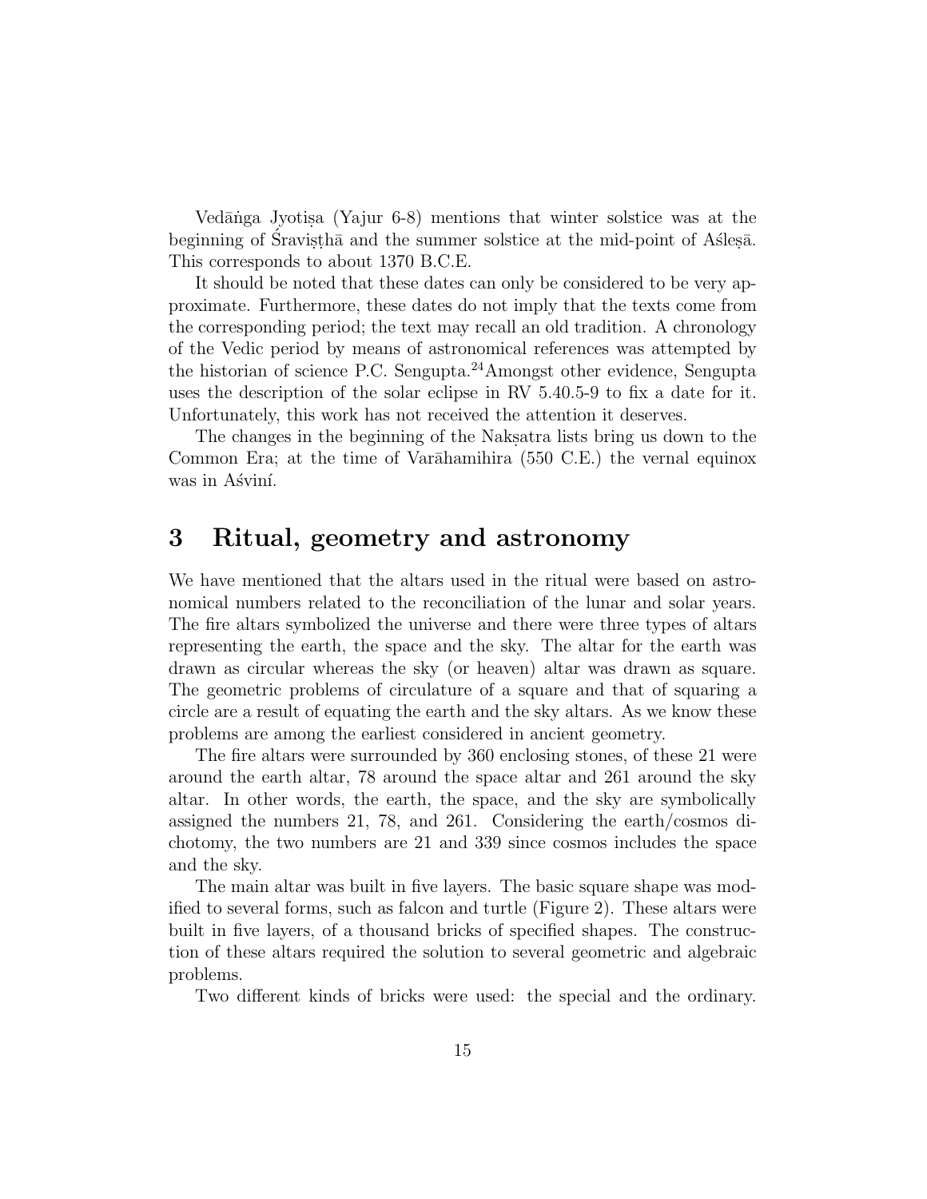Vedāṅga Jyotiṣa (Yajur 6-8) mentions that winter solstice was at the beginning of Śraviṣṭhā and the summer solstice at the mid-point of Aśleṣā. This corresponds to about 1370 B.C.E.

It should be noted that these dates can only be considered to be very approximate. Furthermore, these dates do not imply that the texts come from the corresponding period; the text may recall an old tradition. A chronology of the Vedic period by means of astronomical references was attempted by the historian of science P.C. Sengupta.[24] Amongst other evidence, Sengupta uses the description of the solar eclipse in RV 5.40.5-9 to fix a date for it. Unfortunately, this work has not received the attention it deserves.

The changes in the beginning of the Nakṣatra lists bring us down to the Common Era; at the time of Varāhamihira (550 C.E.) the vernal equinox was in Aśviní.

## 3 Ritual, geometry and astronomy

We have mentioned that the altars used in the ritual were based on astronomical numbers related to the reconciliation of the lunar and solar years. The fire altars symbolized the universe and there were three types of altars representing the earth, the space and the sky. The altar for the earth was drawn as circular whereas the sky (or heaven) altar was drawn as square. The geometric problems of circulature of a square and that of squaring a circle are a result of equating the earth and the sky altars. As we know these problems are among the earliest considered in ancient geometry.

The fire altars were surrounded by 360 enclosing stones, of these 21 were around the earth altar, 78 around the space altar and 261 around the sky altar. In other words, the earth, the space, and the sky are symbolically assigned the numbers 21, 78, and 261. Considering the earth/cosmos dichotomy, the two numbers are 21 and 339 since cosmos includes the space and the sky.

The main altar was built in five layers. The basic square shape was modified to several forms, such as falcon and turtle (Figure 2). These altars were built in five layers, of a thousand bricks of specified shapes. The construction of these altars required the solution to several geometric and algebraic problems.

Two different kinds of bricks were used: the special and the ordinary.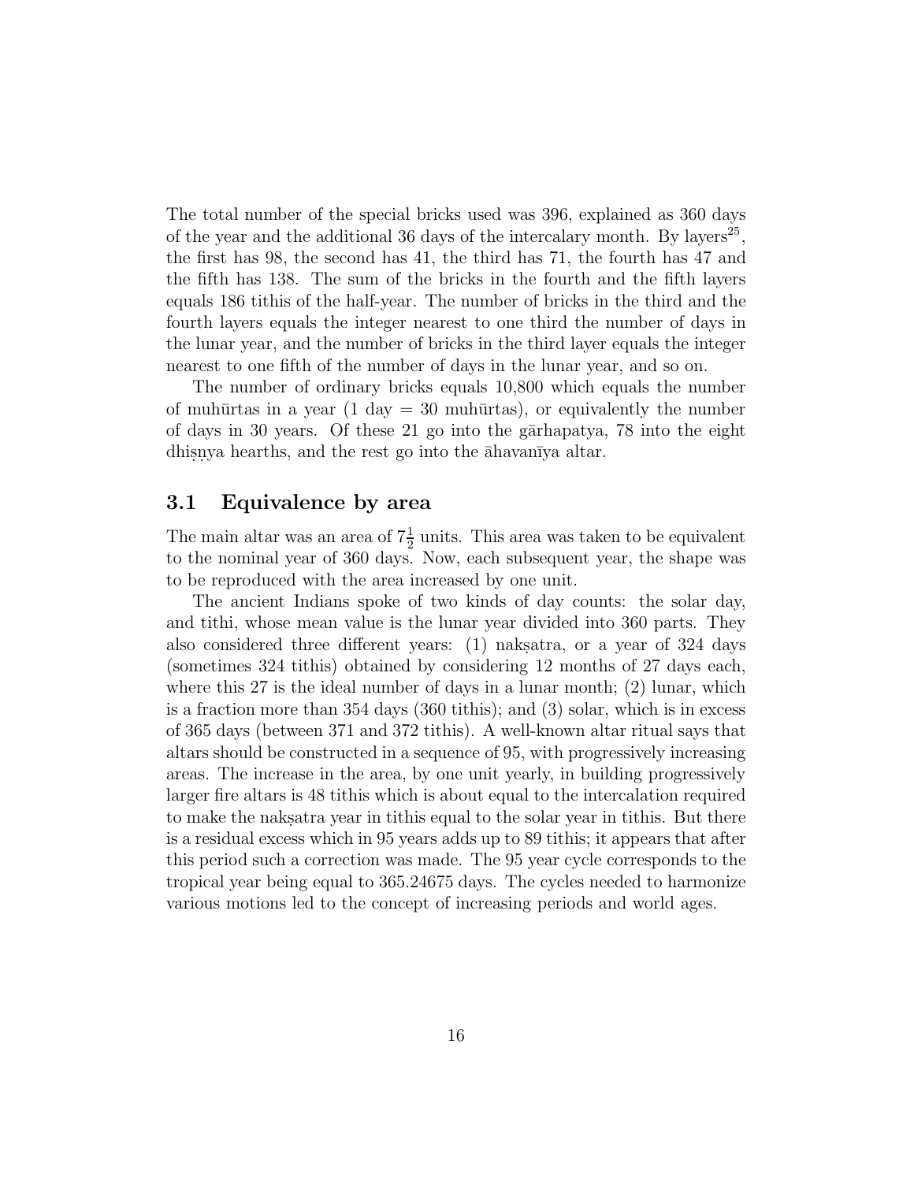The total number of the special bricks used was 396, explained as 360 days of the year and the additional 36 days of the intercalary month. By layers[25], the first has 98, the second has 41, the third has 71, the fourth has 47 and the fifth has 138. The sum of the bricks in the fourth and the fifth layers equals 186 tithis of the half-year. The number of bricks in the third and the fourth layers equals the integer nearest to one third the number of days in the lunar year, and the number of bricks in the third layer equals the integer nearest to one fifth of the number of days in the lunar year, and so on.

The number of ordinary bricks equals 10,800 which equals the number of muhūrtas in a year (1 day = 30 muhūrtas), or equivalently the number of days in 30 years. Of these 21 go into the gārhapatya, 78 into the eight dhiṣṇya hearths, and the rest go into the āhavanīya altar.

### 3.1 Equivalence by area

The main altar was an area of $7\frac{1}{2}$ units. This area was taken to be equivalent to the nominal year of 360 days. Now, each subsequent year, the shape was to be reproduced with the area increased by one unit.

The ancient Indians spoke of two kinds of day counts: the solar day, and tithi, whose mean value is the lunar year divided into 360 parts. They also considered three different years: (1) nakṣatra, or a year of 324 days (sometimes 324 tithis) obtained by considering 12 months of 27 days each, where this 27 is the ideal number of days in a lunar month; (2) lunar, which is a fraction more than 354 days (360 tithis); and (3) solar, which is in excess of 365 days (between 371 and 372 tithis). A well-known altar ritual says that altars should be constructed in a sequence of 95, with progressively increasing areas. The increase in the area, by one unit yearly, in building progressively larger fire altars is 48 tithis which is about equal to the intercalation required to make the nakṣatra year in tithis equal to the solar year in tithis. But there is a residual excess which in 95 years adds up to 89 tithis; it appears that after this period such a correction was made. The 95 year cycle corresponds to the tropical year being equal to 365.24675 days. The cycles needed to harmonize various motions led to the concept of increasing periods and world ages.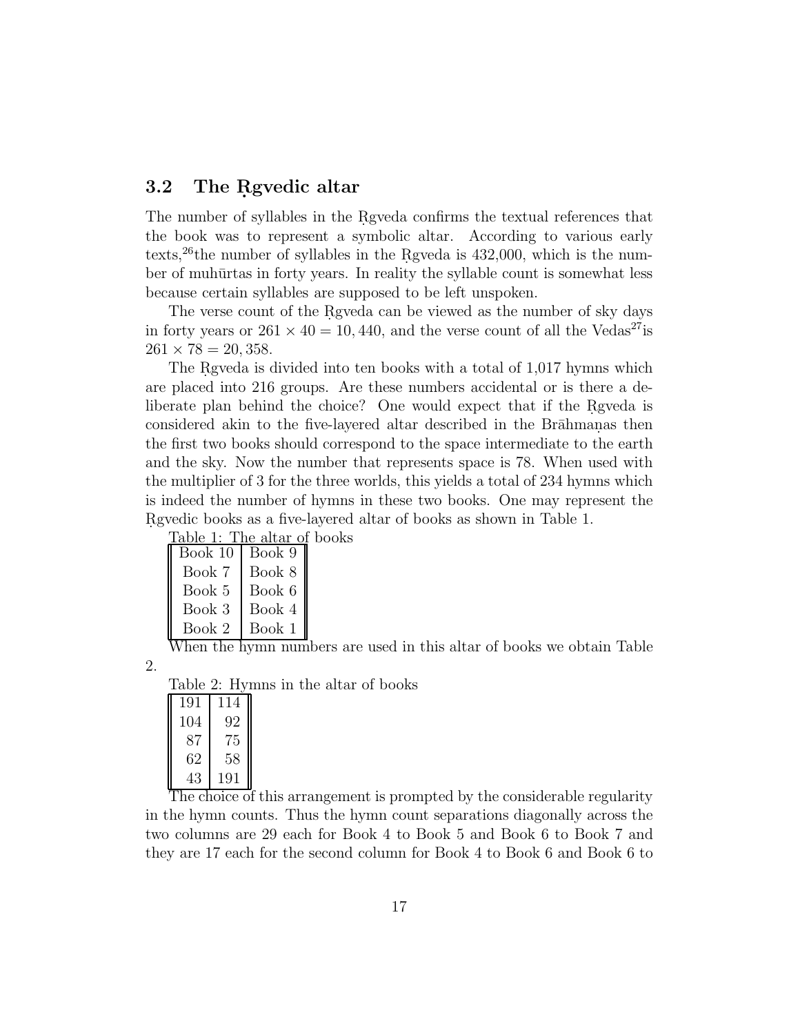## 3.2 The Ṛgvedic altar

The number of syllables in the Ṛgveda confirms the textual references that the book was to represent a symbolic altar. According to various early texts,[26]the number of syllables in the Ṛgveda is 432,000, which is the number of muhūrtas in forty years. In reality the syllable count is somewhat less because certain syllables are supposed to be left unspoken.

The verse count of the Ṛgveda can be viewed as the number of sky days in forty years or $261 \times 40 = 10,440$, and the verse count of all the Vedas[27]is $261 \times 78 = 20,358$.

The Ṛgveda is divided into ten books with a total of 1,017 hymns which are placed into 216 groups. Are these numbers accidental or is there a deliberate plan behind the choice? One would expect that if the Ṛgveda is considered akin to the five-layered altar described in the Brāhmaṇas then the first two books should correspond to the space intermediate to the earth and the sky. Now the number that represents space is 78. When used with the multiplier of 3 for the three worlds, this yields a total of 234 hymns which is indeed the number of hymns in these two books. One may represent the Ṛgvedic books as a five-layered altar of books as shown in Table 1.

Table 1: The altar of books

| | |
|---|---|
| Book 10 | Book 9 |
| Book 7 | Book 8 |
| Book 5 | Book 6 |
| Book 3 | Book 4 |
| Book 2 | Book 1 |

When the hymn numbers are used in this altar of books we obtain Table 2.

Table 2: Hymns in the altar of books

| | |
|---|---|
| 191 | 114 |
| 104 | 92 |
| 87 | 75 |
| 62 | 58 |
| 43 | 191 |

The choice of this arrangement is prompted by the considerable regularity in the hymn counts. Thus the hymn count separations diagonally across the two columns are 29 each for Book 4 to Book 5 and Book 6 to Book 7 and they are 17 each for the second column for Book 4 to Book 6 and Book 6 to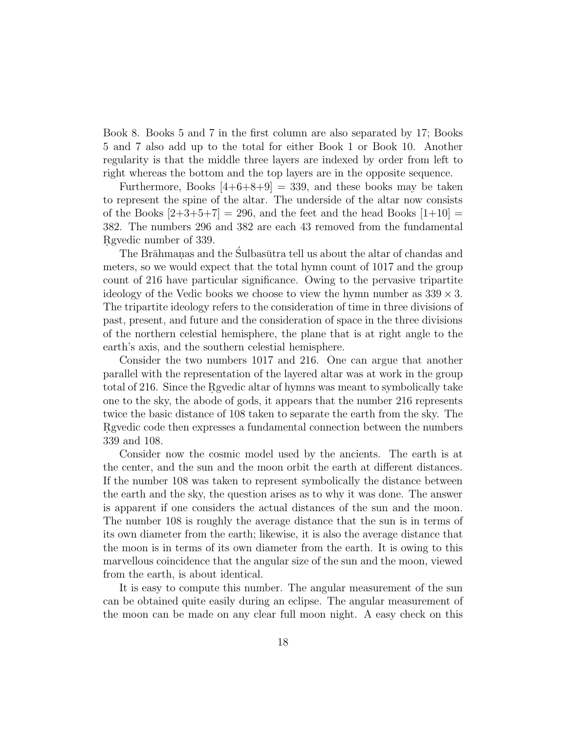Book 8. Books 5 and 7 in the first column are also separated by 17; Books 5 and 7 also add up to the total for either Book 1 or Book 10. Another regularity is that the middle three layers are indexed by order from left to right whereas the bottom and the top layers are in the opposite sequence.

Furthermore, Books [4+6+8+9] = 339, and these books may be taken to represent the spine of the altar. The underside of the altar now consists of the Books [2+3+5+7] = 296, and the feet and the head Books [1+10] = 382. The numbers 296 and 382 are each 43 removed from the fundamental Ṛgvedic number of 339.

The Brāhmaṇas and the Śulbasūtra tell us about the altar of chandas and meters, so we would expect that the total hymn count of 1017 and the group count of 216 have particular significance. Owing to the pervasive tripartite ideology of the Vedic books we choose to view the hymn number as $339 \times 3$. The tripartite ideology refers to the consideration of time in three divisions of past, present, and future and the consideration of space in the three divisions of the northern celestial hemisphere, the plane that is at right angle to the earth's axis, and the southern celestial hemisphere.

Consider the two numbers 1017 and 216. One can argue that another parallel with the representation of the layered altar was at work in the group total of 216. Since the Ṛgvedic altar of hymns was meant to symbolically take one to the sky, the abode of gods, it appears that the number 216 represents twice the basic distance of 108 taken to separate the earth from the sky. The Ṛgvedic code then expresses a fundamental connection between the numbers 339 and 108.

Consider now the cosmic model used by the ancients. The earth is at the center, and the sun and the moon orbit the earth at different distances. If the number 108 was taken to represent symbolically the distance between the earth and the sky, the question arises as to why it was done. The answer is apparent if one considers the actual distances of the sun and the moon. The number 108 is roughly the average distance that the sun is in terms of its own diameter from the earth; likewise, it is also the average distance that the moon is in terms of its own diameter from the earth. It is owing to this marvellous coincidence that the angular size of the sun and the moon, viewed from the earth, is about identical.

It is easy to compute this number. The angular measurement of the sun can be obtained quite easily during an eclipse. The angular measurement of the moon can be made on any clear full moon night. A easy check on this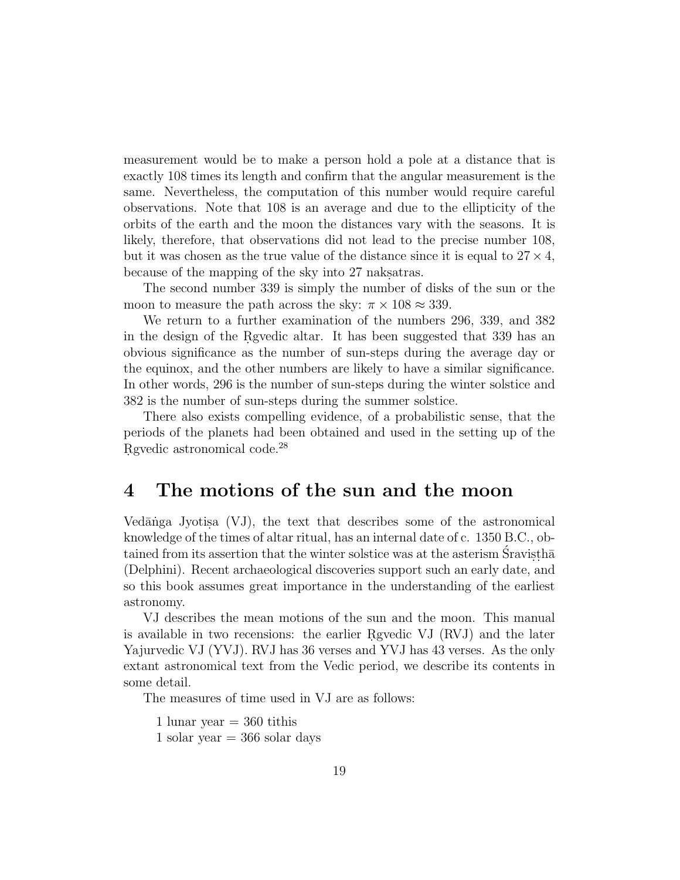measurement would be to make a person hold a pole at a distance that is exactly 108 times its length and confirm that the angular measurement is the same. Nevertheless, the computation of this number would require careful observations. Note that 108 is an average and due to the ellipticity of the orbits of the earth and the moon the distances vary with the seasons. It is likely, therefore, that observations did not lead to the precise number 108, but it was chosen as the true value of the distance since it is equal to $27 \times 4$, because of the mapping of the sky into 27 nakṣatras.

The second number 339 is simply the number of disks of the sun or the moon to measure the path across the sky: $\pi \times 108 \approx 339$.

We return to a further examination of the numbers 296, 339, and 382 in the design of the Ṛgvedic altar. It has been suggested that 339 has an obvious significance as the number of sun-steps during the average day or the equinox, and the other numbers are likely to have a similar significance. In other words, 296 is the number of sun-steps during the winter solstice and 382 is the number of sun-steps during the summer solstice.

There also exists compelling evidence, of a probabilistic sense, that the periods of the planets had been obtained and used in the setting up of the Ṛgvedic astronomical code.[28]

## 4 The motions of the sun and the moon

Vedāṅga Jyotiṣa (VJ), the text that describes some of the astronomical knowledge of the times of altar ritual, has an internal date of c. 1350 B.C., obtained from its assertion that the winter solstice was at the asterism Śraviṣṭhā (Delphini). Recent archaeological discoveries support such an early date, and so this book assumes great importance in the understanding of the earliest astronomy.

VJ describes the mean motions of the sun and the moon. This manual is available in two recensions: the earlier Ṛgvedic VJ (RVJ) and the later Yajurvedic VJ (YVJ). RVJ has 36 verses and YVJ has 43 verses. As the only extant astronomical text from the Vedic period, we describe its contents in some detail.

The measures of time used in VJ are as follows:

1 lunar year = 360 tithis
1 solar year = 366 solar days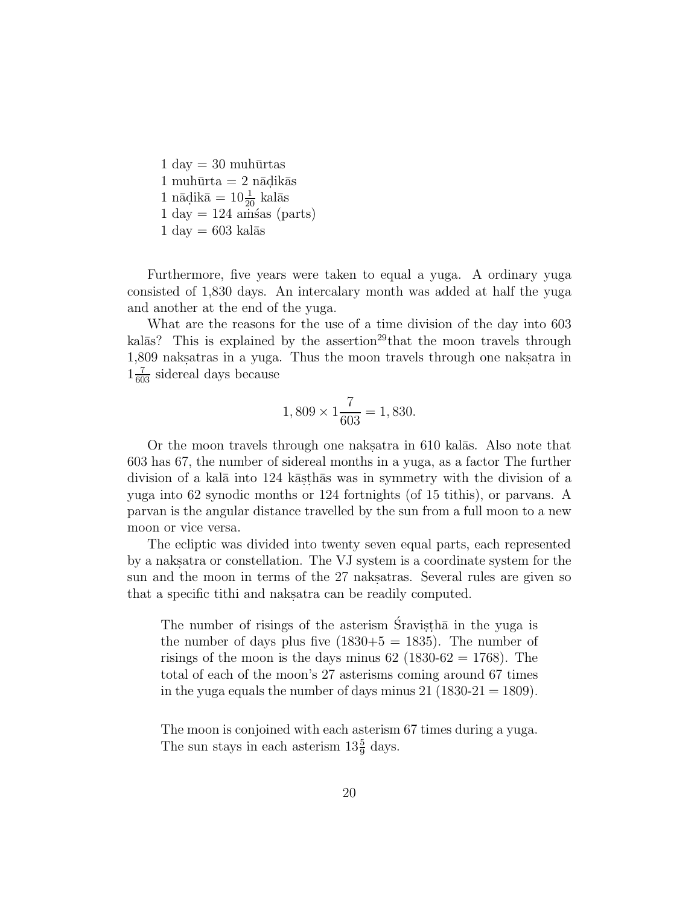1 day = 30 muhūrtas
1 muhūrta = 2 nāḍikās
1 nāḍikā = $10\frac{1}{20}$ kalās
1 day = 124 aṁśas (parts)
1 day = 603 kalās

Furthermore, five years were taken to equal a yuga. A ordinary yuga consisted of 1,830 days. An intercalary month was added at half the yuga and another at the end of the yuga.

What are the reasons for the use of a time division of the day into 603 kalās? This is explained by the assertion[29]that the moon travels through 1,809 nakṣatras in a yuga. Thus the moon travels through one nakṣatra in $1\frac{7}{603}$ sidereal days because

$$1,809 \times 1\frac{7}{603} = 1,830.$$

Or the moon travels through one nakṣatra in 610 kalās. Also note that 603 has 67, the number of sidereal months in a yuga, as a factor The further division of a kalā into 124 kāṣṭhās was in symmetry with the division of a yuga into 62 synodic months or 124 fortnights (of 15 tithis), or parvans. A parvan is the angular distance travelled by the sun from a full moon to a new moon or vice versa.

The ecliptic was divided into twenty seven equal parts, each represented by a nakṣatra or constellation. The VJ system is a coordinate system for the sun and the moon in terms of the 27 nakṣatras. Several rules are given so that a specific tithi and nakṣatra can be readily computed.

> The number of risings of the asterism Śraviṣṭhā in the yuga is the number of days plus five (1830+5 = 1835). The number of risings of the moon is the days minus 62 (1830-62 = 1768). The total of each of the moon's 27 asterisms coming around 67 times in the yuga equals the number of days minus 21 (1830-21 = 1809).

> The moon is conjoined with each asterism 67 times during a yuga. The sun stays in each asterism $13\frac{5}{9}$ days.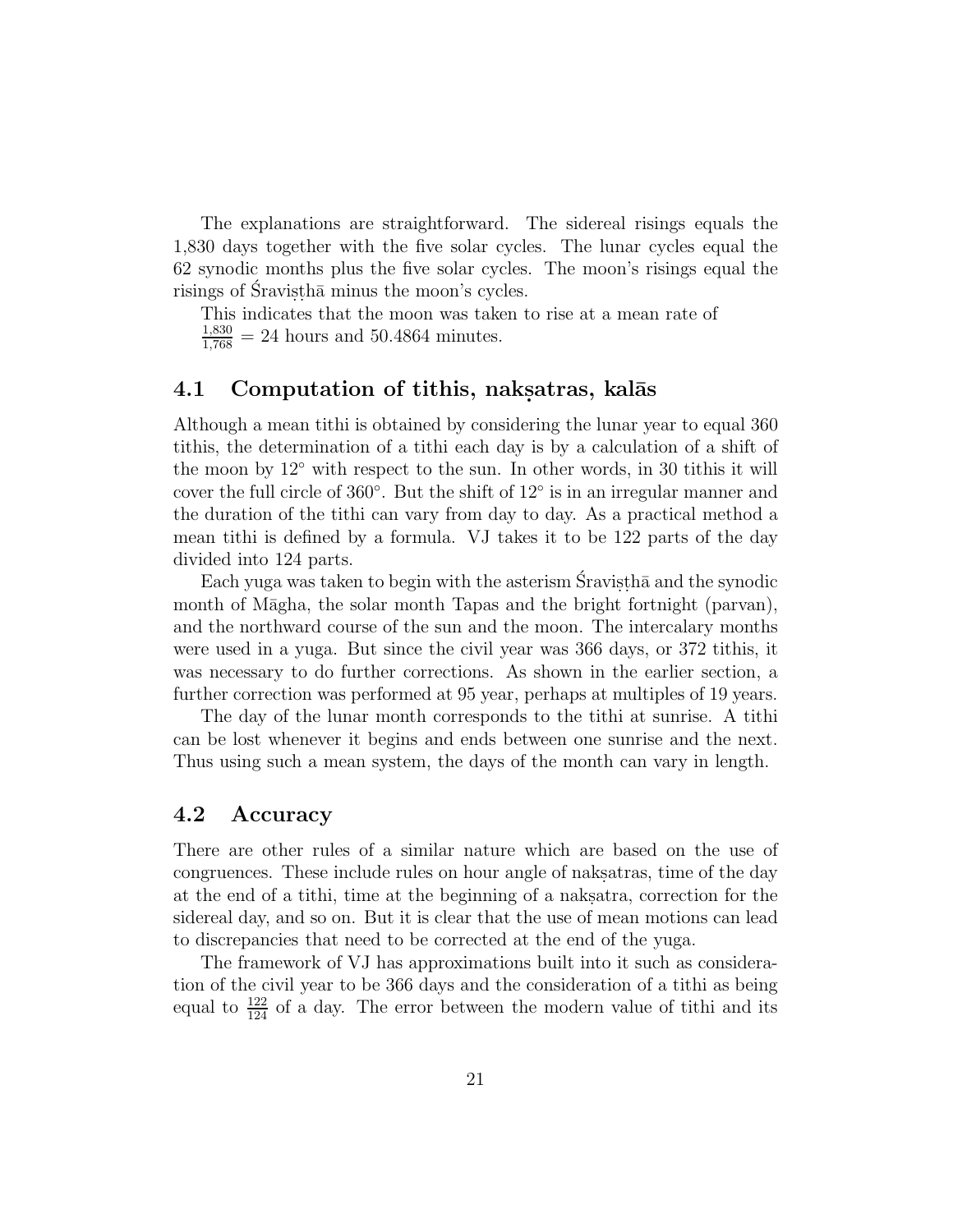The explanations are straightforward. The sidereal risings equals the 1,830 days together with the five solar cycles. The lunar cycles equal the 62 synodic months plus the five solar cycles. The moon's risings equal the risings of Śraviṣṭhā minus the moon's cycles.

This indicates that the moon was taken to rise at a mean rate of $\frac{1{,}830}{1{,}768}$ = 24 hours and 50.4864 minutes.

## 4.1 Computation of tithis, nakṣatras, kalās

Although a mean tithi is obtained by considering the lunar year to equal 360 tithis, the determination of a tithi each day is by a calculation of a shift of the moon by 12° with respect to the sun. In other words, in 30 tithis it will cover the full circle of 360°. But the shift of 12° is in an irregular manner and the duration of the tithi can vary from day to day. As a practical method a mean tithi is defined by a formula. VJ takes it to be 122 parts of the day divided into 124 parts.

Each yuga was taken to begin with the asterism Śraviṣṭhā and the synodic month of Māgha, the solar month Tapas and the bright fortnight (parvan), and the northward course of the sun and the moon. The intercalary months were used in a yuga. But since the civil year was 366 days, or 372 tithis, it was necessary to do further corrections. As shown in the earlier section, a further correction was performed at 95 year, perhaps at multiples of 19 years.

The day of the lunar month corresponds to the tithi at sunrise. A tithi can be lost whenever it begins and ends between one sunrise and the next. Thus using such a mean system, the days of the month can vary in length.

## 4.2 Accuracy

There are other rules of a similar nature which are based on the use of congruences. These include rules on hour angle of nakṣatras, time of the day at the end of a tithi, time at the beginning of a nakṣatra, correction for the sidereal day, and so on. But it is clear that the use of mean motions can lead to discrepancies that need to be corrected at the end of the yuga.

The framework of VJ has approximations built into it such as consideration of the civil year to be 366 days and the consideration of a tithi as being equal to $\frac{122}{124}$ of a day. The error between the modern value of tithi and its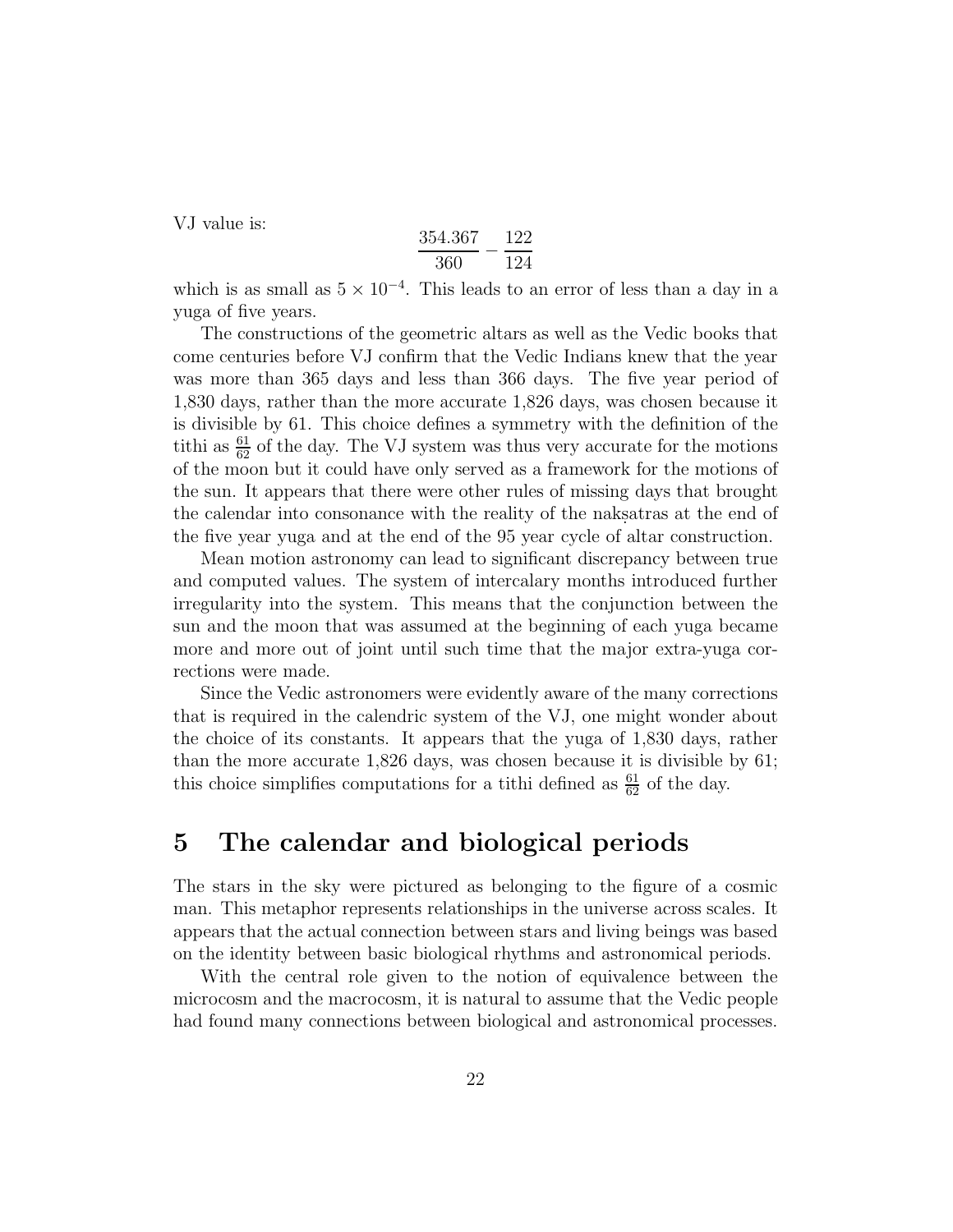VJ value is:

$$\frac{354.367}{360} - \frac{122}{124}$$

which is as small as $5 \times 10^{-4}$. This leads to an error of less than a day in a yuga of five years.

The constructions of the geometric altars as well as the Vedic books that come centuries before VJ confirm that the Vedic Indians knew that the year was more than 365 days and less than 366 days. The five year period of 1,830 days, rather than the more accurate 1,826 days, was chosen because it is divisible by 61. This choice defines a symmetry with the definition of the tithi as $\frac{61}{62}$ of the day. The VJ system was thus very accurate for the motions of the moon but it could have only served as a framework for the motions of the sun. It appears that there were other rules of missing days that brought the calendar into consonance with the reality of the nakṣatras at the end of the five year yuga and at the end of the 95 year cycle of altar construction.

Mean motion astronomy can lead to significant discrepancy between true and computed values. The system of intercalary months introduced further irregularity into the system. This means that the conjunction between the sun and the moon that was assumed at the beginning of each yuga became more and more out of joint until such time that the major extra-yuga corrections were made.

Since the Vedic astronomers were evidently aware of the many corrections that is required in the calendric system of the VJ, one might wonder about the choice of its constants. It appears that the yuga of 1,830 days, rather than the more accurate 1,826 days, was chosen because it is divisible by 61; this choice simplifies computations for a tithi defined as $\frac{61}{62}$ of the day.

## 5 The calendar and biological periods

The stars in the sky were pictured as belonging to the figure of a cosmic man. This metaphor represents relationships in the universe across scales. It appears that the actual connection between stars and living beings was based on the identity between basic biological rhythms and astronomical periods.

With the central role given to the notion of equivalence between the microcosm and the macrocosm, it is natural to assume that the Vedic people had found many connections between biological and astronomical processes.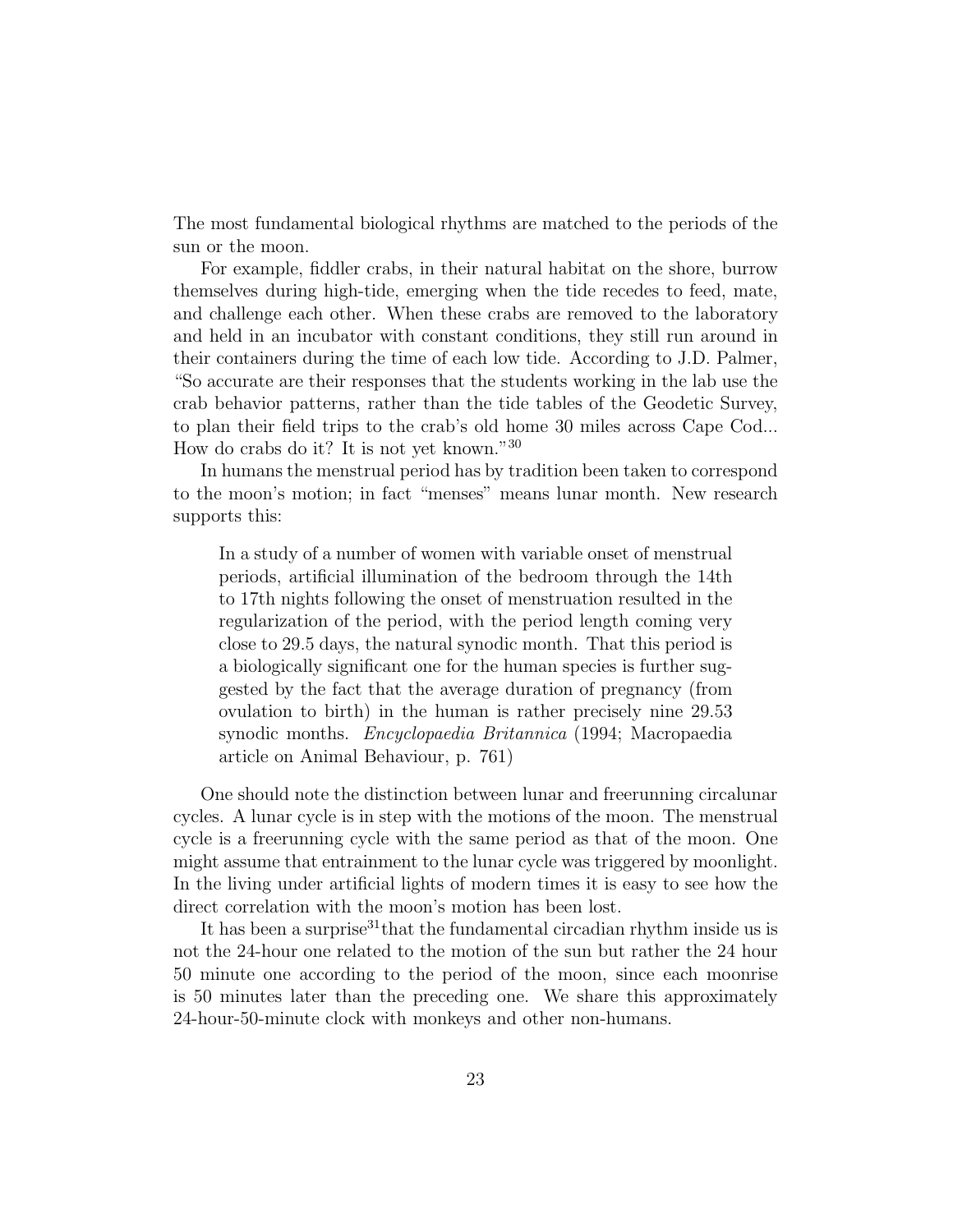The most fundamental biological rhythms are matched to the periods of the sun or the moon.

For example, fiddler crabs, in their natural habitat on the shore, burrow themselves during high-tide, emerging when the tide recedes to feed, mate, and challenge each other. When these crabs are removed to the laboratory and held in an incubator with constant conditions, they still run around in their containers during the time of each low tide. According to J.D. Palmer, "So accurate are their responses that the students working in the lab use the crab behavior patterns, rather than the tide tables of the Geodetic Survey, to plan their field trips to the crab's old home 30 miles across Cape Cod... How do crabs do it? It is not yet known."[30]

In humans the menstrual period has by tradition been taken to correspond to the moon's motion; in fact "menses" means lunar month. New research supports this:

> In a study of a number of women with variable onset of menstrual periods, artificial illumination of the bedroom through the 14th to 17th nights following the onset of menstruation resulted in the regularization of the period, with the period length coming very close to 29.5 days, the natural synodic month. That this period is a biologically significant one for the human species is further suggested by the fact that the average duration of pregnancy (from ovulation to birth) in the human is rather precisely nine 29.53 synodic months. *Encyclopaedia Britannica* (1994; Macropaedia article on Animal Behaviour, p. 761)

One should note the distinction between lunar and freerunning circalunar cycles. A lunar cycle is in step with the motions of the moon. The menstrual cycle is a freerunning cycle with the same period as that of the moon. One might assume that entrainment to the lunar cycle was triggered by moonlight. In the living under artificial lights of modern times it is easy to see how the direct correlation with the moon's motion has been lost.

It has been a surprise[31] that the fundamental circadian rhythm inside us is not the 24-hour one related to the motion of the sun but rather the 24 hour 50 minute one according to the period of the moon, since each moonrise is 50 minutes later than the preceding one. We share this approximately 24-hour-50-minute clock with monkeys and other non-humans.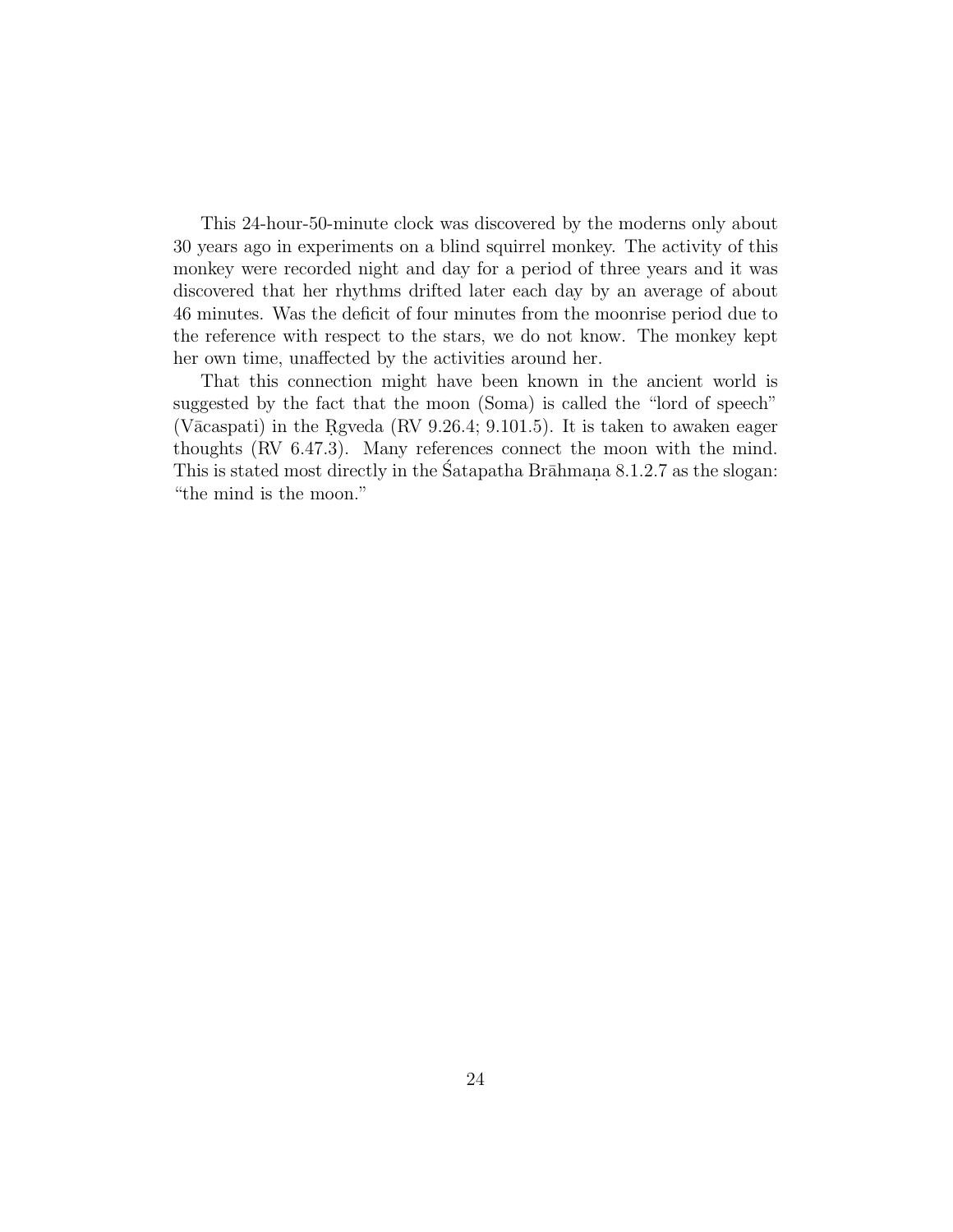This 24-hour-50-minute clock was discovered by the moderns only about 30 years ago in experiments on a blind squirrel monkey. The activity of this monkey were recorded night and day for a period of three years and it was discovered that her rhythms drifted later each day by an average of about 46 minutes. Was the deficit of four minutes from the moonrise period due to the reference with respect to the stars, we do not know. The monkey kept her own time, unaffected by the activities around her.

That this connection might have been known in the ancient world is suggested by the fact that the moon (Soma) is called the "lord of speech" (Vācaspati) in the Ṛgveda (RV 9.26.4; 9.101.5). It is taken to awaken eager thoughts (RV 6.47.3). Many references connect the moon with the mind. This is stated most directly in the Śatapatha Brāhmaṇa 8.1.2.7 as the slogan: "the mind is the moon."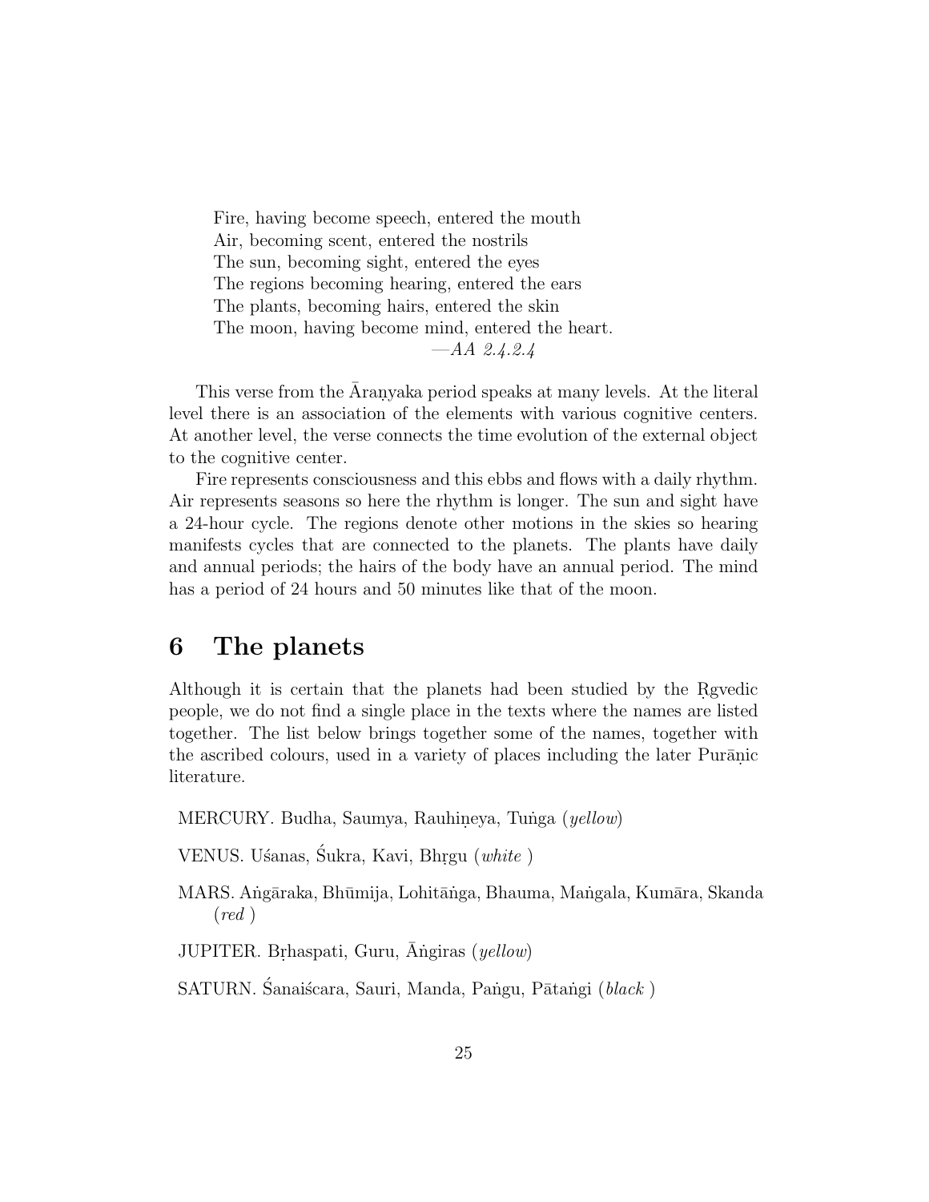> Fire, having become speech, entered the mouth
> Air, becoming scent, entered the nostrils
> The sun, becoming sight, entered the eyes
> The regions becoming hearing, entered the ears
> The plants, becoming hairs, entered the skin
> The moon, having become mind, entered the heart.
>
> —*AA 2.4.2.4*

This verse from the Āraṇyaka period speaks at many levels. At the literal level there is an association of the elements with various cognitive centers. At another level, the verse connects the time evolution of the external object to the cognitive center.

Fire represents consciousness and this ebbs and flows with a daily rhythm. Air represents seasons so here the rhythm is longer. The sun and sight have a 24-hour cycle. The regions denote other motions in the skies so hearing manifests cycles that are connected to the planets. The plants have daily and annual periods; the hairs of the body have an annual period. The mind has a period of 24 hours and 50 minutes like that of the moon.

## 6 The planets

Although it is certain that the planets had been studied by the Ṛgvedic people, we do not find a single place in the texts where the names are listed together. The list below brings together some of the names, together with the ascribed colours, used in a variety of places including the later Purāṇic literature.

MERCURY. Budha, Saumya, Rauhiṇeya, Tuṅga (*yellow*)

VENUS. Uśanas, Śukra, Kavi, Bhṛgu (*white* )

MARS. Aṅgāraka, Bhūmija, Lohitāṅga, Bhauma, Maṅgala, Kumāra, Skanda (*red* )

JUPITER. Bṛhaspati, Guru, Āṅgiras (*yellow*)

SATURN. Śanaiścara, Sauri, Manda, Paṅgu, Pātaṅgi (*black* )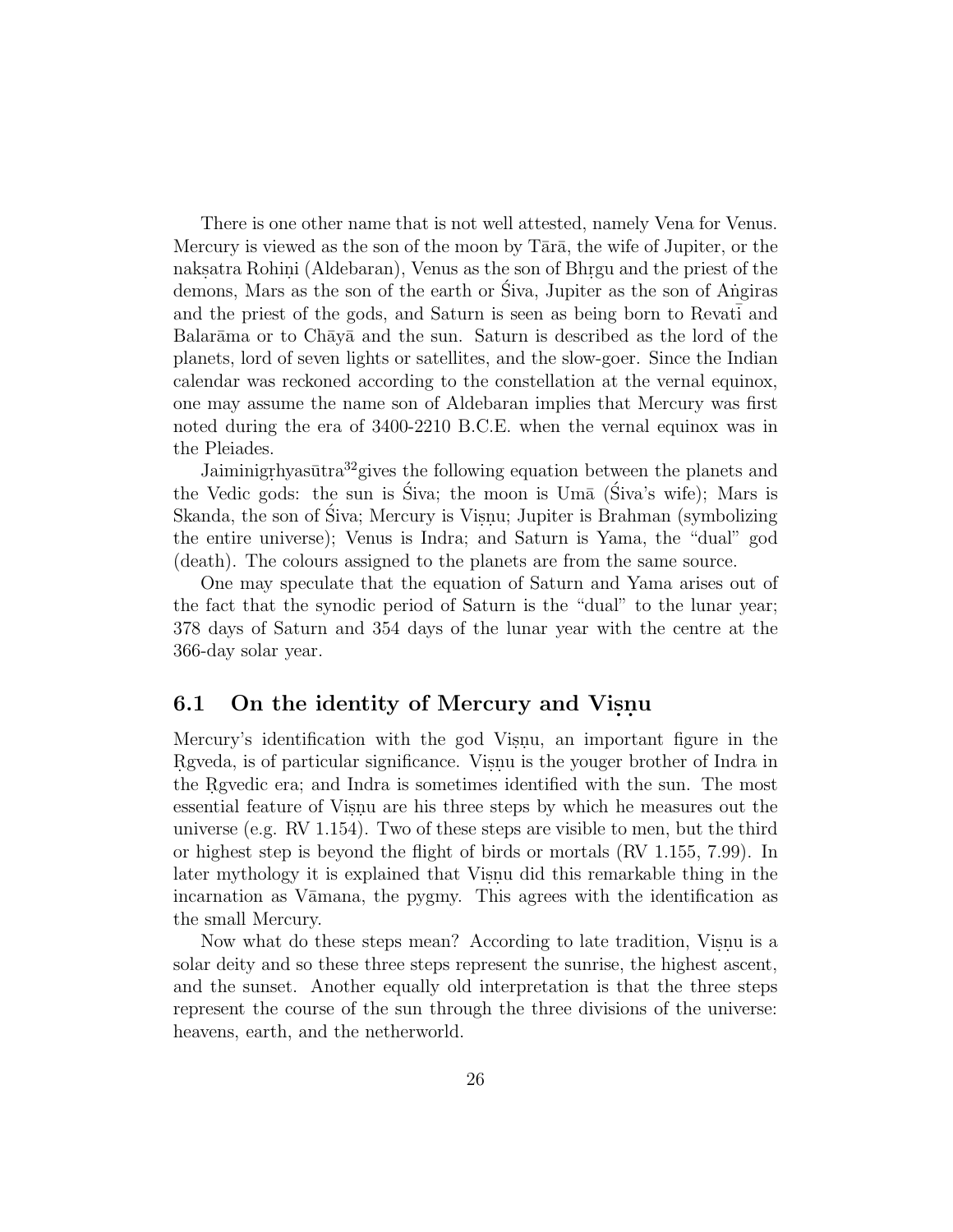There is one other name that is not well attested, namely Vena for Venus. Mercury is viewed as the son of the moon by Tārā, the wife of Jupiter, or the nakṣatra Rohiṇi (Aldebaran), Venus as the son of Bhṛgu and the priest of the demons, Mars as the son of the earth or Śiva, Jupiter as the son of Aṅgiras and the priest of the gods, and Saturn is seen as being born to Revatī and Balarāma or to Chāyā and the sun. Saturn is described as the lord of the planets, lord of seven lights or satellites, and the slow-goer. Since the Indian calendar was reckoned according to the constellation at the vernal equinox, one may assume the name son of Aldebaran implies that Mercury was first noted during the era of 3400-2210 B.C.E. when the vernal equinox was in the Pleiades.

Jaiminigṛhyasūtra[32]gives the following equation between the planets and the Vedic gods: the sun is Śiva; the moon is Umā (Śiva's wife); Mars is Skanda, the son of Śiva; Mercury is Viṣṇu; Jupiter is Brahman (symbolizing the entire universe); Venus is Indra; and Saturn is Yama, the "dual" god (death). The colours assigned to the planets are from the same source.

One may speculate that the equation of Saturn and Yama arises out of the fact that the synodic period of Saturn is the "dual" to the lunar year; 378 days of Saturn and 354 days of the lunar year with the centre at the 366-day solar year.

## 6.1 On the identity of Mercury and Viṣṇu

Mercury's identification with the god Viṣṇu, an important figure in the Ṛgveda, is of particular significance. Viṣṇu is the youger brother of Indra in the Ṛgvedic era; and Indra is sometimes identified with the sun. The most essential feature of Viṣṇu are his three steps by which he measures out the universe (e.g. RV 1.154). Two of these steps are visible to men, but the third or highest step is beyond the flight of birds or mortals (RV 1.155, 7.99). In later mythology it is explained that Viṣṇu did this remarkable thing in the incarnation as Vāmana, the pygmy. This agrees with the identification as the small Mercury.

Now what do these steps mean? According to late tradition, Viṣṇu is a solar deity and so these three steps represent the sunrise, the highest ascent, and the sunset. Another equally old interpretation is that the three steps represent the course of the sun through the three divisions of the universe: heavens, earth, and the netherworld.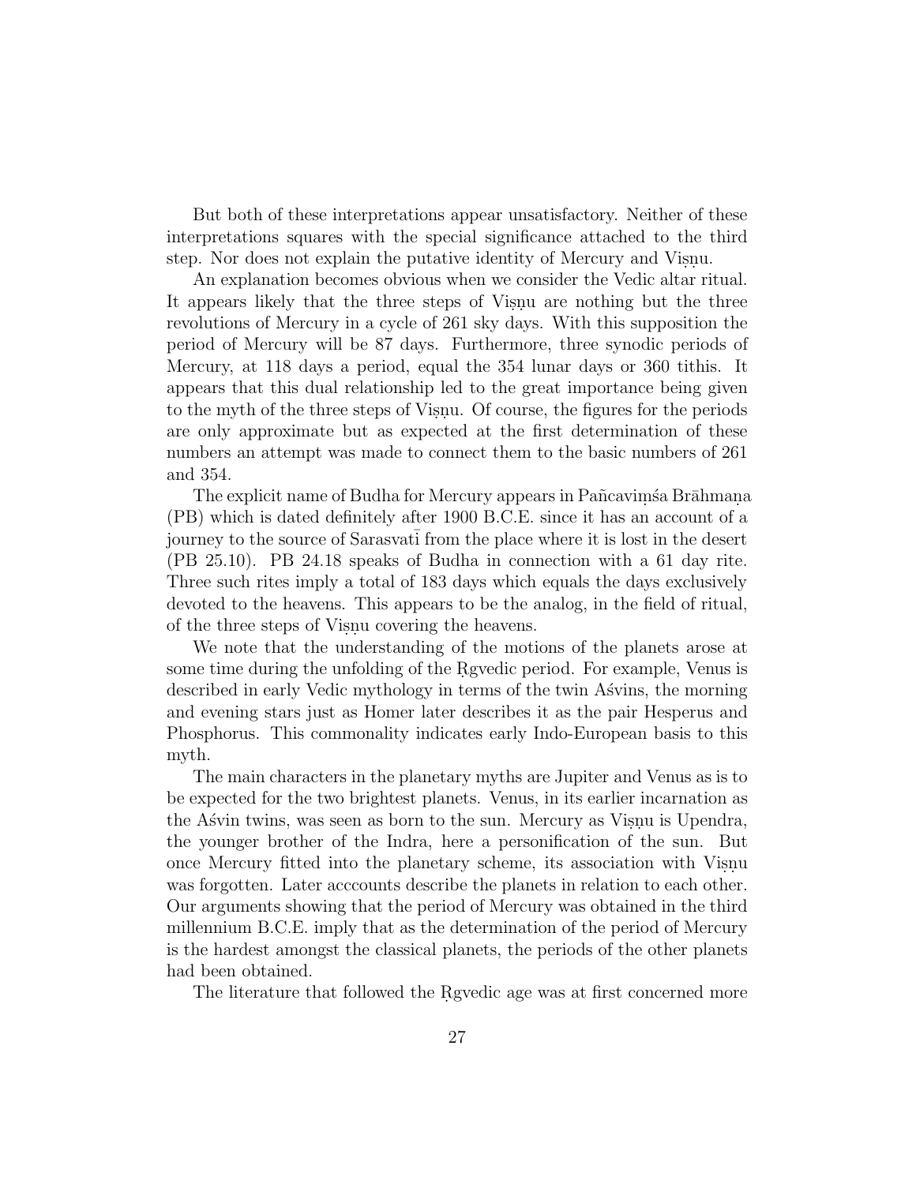But both of these interpretations appear unsatisfactory. Neither of these interpretations squares with the special significance attached to the third step. Nor does not explain the putative identity of Mercury and Viṣṇu.

An explanation becomes obvious when we consider the Vedic altar ritual. It appears likely that the three steps of Viṣṇu are nothing but the three revolutions of Mercury in a cycle of 261 sky days. With this supposition the period of Mercury will be 87 days. Furthermore, three synodic periods of Mercury, at 118 days a period, equal the 354 lunar days or 360 tithis. It appears that this dual relationship led to the great importance being given to the myth of the three steps of Viṣṇu. Of course, the figures for the periods are only approximate but as expected at the first determination of these numbers an attempt was made to connect them to the basic numbers of 261 and 354.

The explicit name of Budha for Mercury appears in Pañcaviṃśa Brāhmaṇa (PB) which is dated definitely after 1900 B.C.E. since it has an account of a journey to the source of Sarasvatī from the place where it is lost in the desert (PB 25.10). PB 24.18 speaks of Budha in connection with a 61 day rite. Three such rites imply a total of 183 days which equals the days exclusively devoted to the heavens. This appears to be the analog, in the field of ritual, of the three steps of Viṣṇu covering the heavens.

We note that the understanding of the motions of the planets arose at some time during the unfolding of the Ṛgvedic period. For example, Venus is described in early Vedic mythology in terms of the twin Aśvins, the morning and evening stars just as Homer later describes it as the pair Hesperus and Phosphorus. This commonality indicates early Indo-European basis to this myth.

The main characters in the planetary myths are Jupiter and Venus as is to be expected for the two brightest planets. Venus, in its earlier incarnation as the Aśvin twins, was seen as born to the sun. Mercury as Viṣṇu is Upendra, the younger brother of the Indra, here a personification of the sun. But once Mercury fitted into the planetary scheme, its association with Viṣṇu was forgotten. Later acccounts describe the planets in relation to each other. Our arguments showing that the period of Mercury was obtained in the third millennium B.C.E. imply that as the determination of the period of Mercury is the hardest amongst the classical planets, the periods of the other planets had been obtained.

The literature that followed the Ṛgvedic age was at first concerned more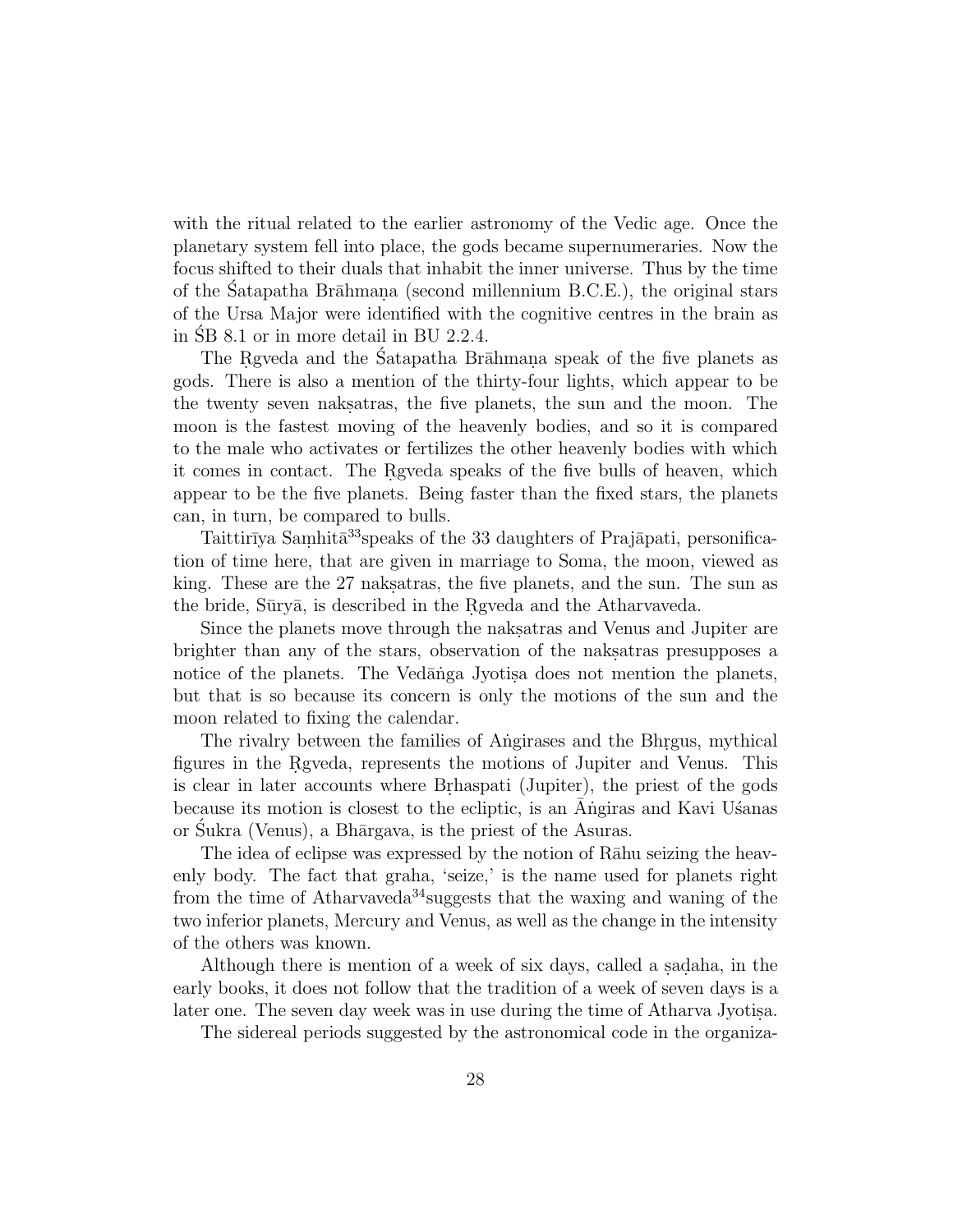with the ritual related to the earlier astronomy of the Vedic age. Once the planetary system fell into place, the gods became supernumeraries. Now the focus shifted to their duals that inhabit the inner universe. Thus by the time of the Śatapatha Brāhmaṇa (second millennium B.C.E.), the original stars of the Ursa Major were identified with the cognitive centres in the brain as in ŚB 8.1 or in more detail in BU 2.2.4.

The Ṛgveda and the Śatapatha Brāhmaṇa speak of the five planets as gods. There is also a mention of the thirty-four lights, which appear to be the twenty seven nakṣatras, the five planets, the sun and the moon. The moon is the fastest moving of the heavenly bodies, and so it is compared to the male who activates or fertilizes the other heavenly bodies with which it comes in contact. The Ṛgveda speaks of the five bulls of heaven, which appear to be the five planets. Being faster than the fixed stars, the planets can, in turn, be compared to bulls.

Taittirīya Saṃhitā[33]speaks of the 33 daughters of Prajāpati, personification of time here, that are given in marriage to Soma, the moon, viewed as king. These are the 27 nakṣatras, the five planets, and the sun. The sun as the bride, Sūryā, is described in the Ṛgveda and the Atharvaveda.

Since the planets move through the nakṣatras and Venus and Jupiter are brighter than any of the stars, observation of the nakṣatras presupposes a notice of the planets. The Vedāṅga Jyotiṣa does not mention the planets, but that is so because its concern is only the motions of the sun and the moon related to fixing the calendar.

The rivalry between the families of Aṅgirases and the Bhṛgus, mythical figures in the Ṛgveda, represents the motions of Jupiter and Venus. This is clear in later accounts where Bṛhaspati (Jupiter), the priest of the gods because its motion is closest to the ecliptic, is an Āṅgiras and Kavi Uśanas or Śukra (Venus), a Bhārgava, is the priest of the Asuras.

The idea of eclipse was expressed by the notion of Rāhu seizing the heavenly body. The fact that graha, 'seize,' is the name used for planets right from the time of Atharvaveda[34]suggests that the waxing and waning of the two inferior planets, Mercury and Venus, as well as the change in the intensity of the others was known.

Although there is mention of a week of six days, called a ṣaḍaha, in the early books, it does not follow that the tradition of a week of seven days is a later one. The seven day week was in use during the time of Atharva Jyotiṣa.

The sidereal periods suggested by the astronomical code in the organiza-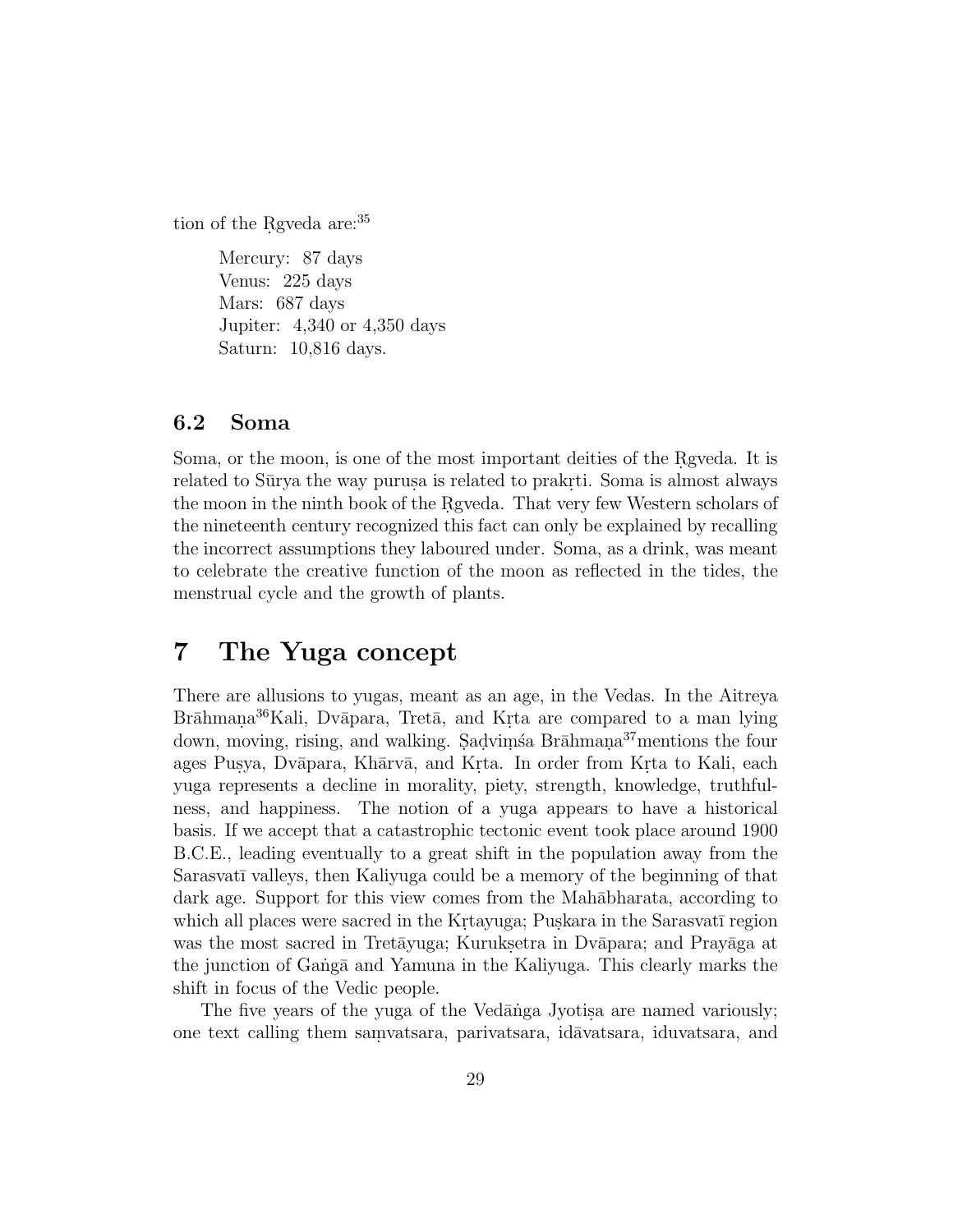tion of the Ṛgveda are:[35]

> Mercury: 87 days
> Venus: 225 days
> Mars: 687 days
> Jupiter: 4,340 or 4,350 days
> Saturn: 10,816 days.

### 6.2 Soma

Soma, or the moon, is one of the most important deities of the Ṛgveda. It is related to Sūrya the way puruṣa is related to prakṛti. Soma is almost always the moon in the ninth book of the Ṛgveda. That very few Western scholars of the nineteenth century recognized this fact can only be explained by recalling the incorrect assumptions they laboured under. Soma, as a drink, was meant to celebrate the creative function of the moon as reflected in the tides, the menstrual cycle and the growth of plants.

## 7 The Yuga concept

There are allusions to yugas, meant as an age, in the Vedas. In the Aitreya Brāhmaṇa[36]Kali, Dvāpara, Tretā, and Kṛta are compared to a man lying down, moving, rising, and walking. Ṣaḍviṃśa Brāhmaṇa[37]mentions the four ages Puṣya, Dvāpara, Khārvā, and Kṛta. In order from Kṛta to Kali, each yuga represents a decline in morality, piety, strength, knowledge, truthfulness, and happiness. The notion of a yuga appears to have a historical basis. If we accept that a catastrophic tectonic event took place around 1900 B.C.E., leading eventually to a great shift in the population away from the Sarasvatī valleys, then Kaliyuga could be a memory of the beginning of that dark age. Support for this view comes from the Mahābharata, according to which all places were sacred in the Kṛtayuga; Puṣkara in the Sarasvatī region was the most sacred in Tretāyuga; Kurukṣetra in Dvāpara; and Prayāga at the junction of Gaṅgā and Yamuna in the Kaliyuga. This clearly marks the shift in focus of the Vedic people.

The five years of the yuga of the Vedāṅga Jyotiṣa are named variously; one text calling them saṃvatsara, parivatsara, idāvatsara, iduvatsara, and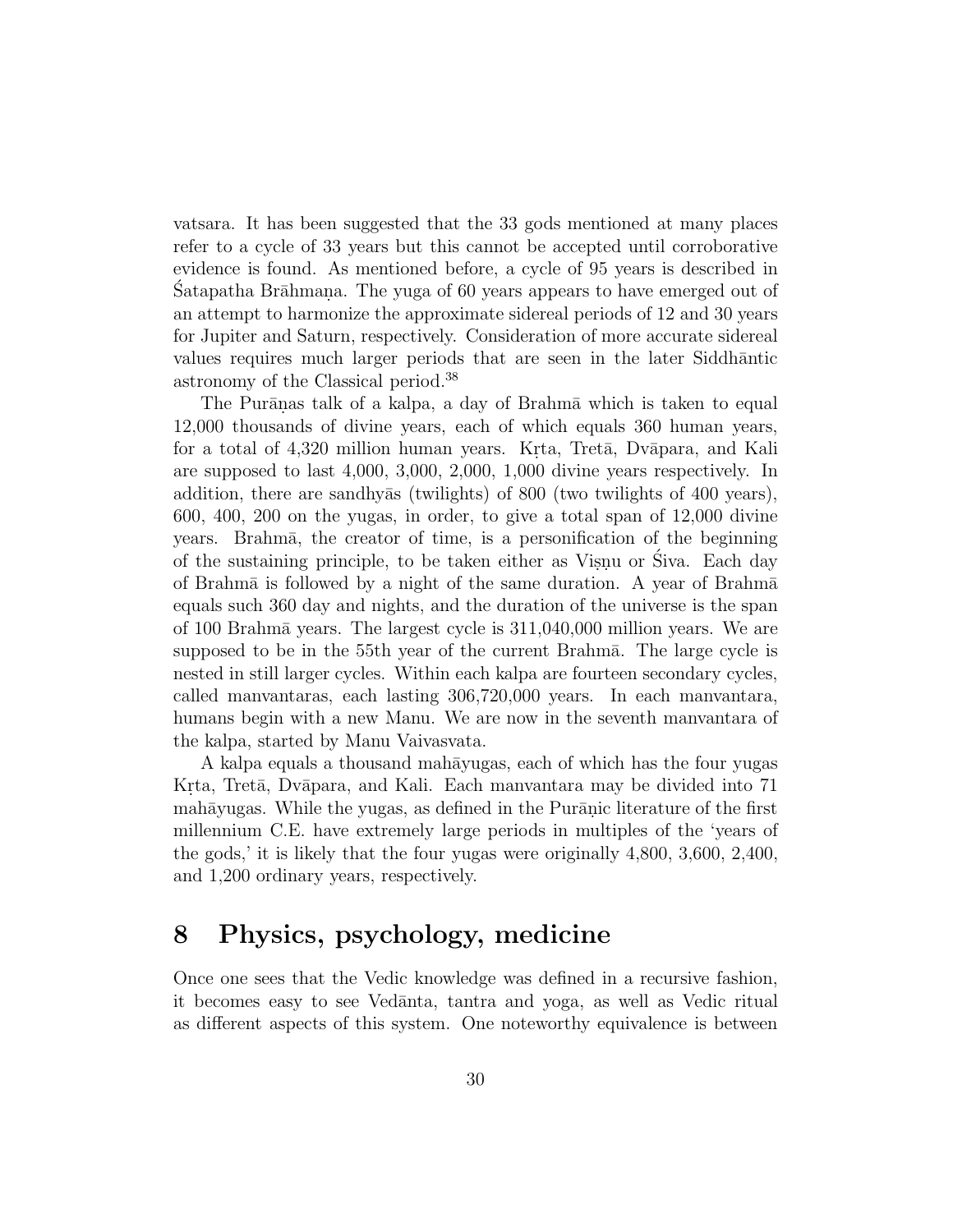vatsara. It has been suggested that the 33 gods mentioned at many places refer to a cycle of 33 years but this cannot be accepted until corroborative evidence is found. As mentioned before, a cycle of 95 years is described in Śatapatha Brāhmaṇa. The yuga of 60 years appears to have emerged out of an attempt to harmonize the approximate sidereal periods of 12 and 30 years for Jupiter and Saturn, respectively. Consideration of more accurate sidereal values requires much larger periods that are seen in the later Siddhāntic astronomy of the Classical period.[38]

The Purāṇas talk of a kalpa, a day of Brahmā which is taken to equal 12,000 thousands of divine years, each of which equals 360 human years, for a total of 4,320 million human years. Kṛta, Tretā, Dvāpara, and Kali are supposed to last 4,000, 3,000, 2,000, 1,000 divine years respectively. In addition, there are sandhyās (twilights) of 800 (two twilights of 400 years), 600, 400, 200 on the yugas, in order, to give a total span of 12,000 divine years. Brahmā, the creator of time, is a personification of the beginning of the sustaining principle, to be taken either as Viṣṇu or Śiva. Each day of Brahmā is followed by a night of the same duration. A year of Brahmā equals such 360 day and nights, and the duration of the universe is the span of 100 Brahmā years. The largest cycle is 311,040,000 million years. We are supposed to be in the 55th year of the current Brahmā. The large cycle is nested in still larger cycles. Within each kalpa are fourteen secondary cycles, called manvantaras, each lasting 306,720,000 years. In each manvantara, humans begin with a new Manu. We are now in the seventh manvantara of the kalpa, started by Manu Vaivasvata.

A kalpa equals a thousand mahāyugas, each of which has the four yugas Kṛta, Tretā, Dvāpara, and Kali. Each manvantara may be divided into 71 mahāyugas. While the yugas, as defined in the Purāṇic literature of the first millennium C.E. have extremely large periods in multiples of the 'years of the gods,' it is likely that the four yugas were originally 4,800, 3,600, 2,400, and 1,200 ordinary years, respectively.

# 8 Physics, psychology, medicine

Once one sees that the Vedic knowledge was defined in a recursive fashion, it becomes easy to see Vedānta, tantra and yoga, as well as Vedic ritual as different aspects of this system. One noteworthy equivalence is between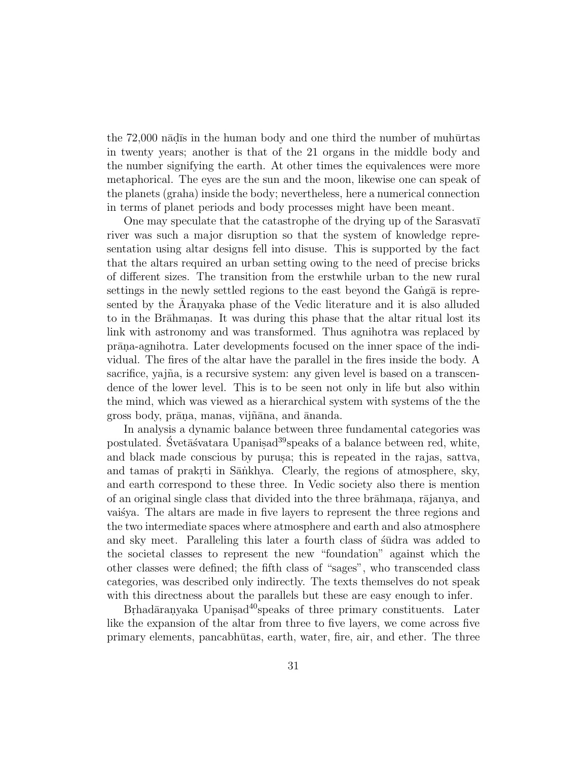the 72,000 nāḍīs in the human body and one third the number of muhūrtas in twenty years; another is that of the 21 organs in the middle body and the number signifying the earth. At other times the equivalences were more metaphorical. The eyes are the sun and the moon, likewise one can speak of the planets (graha) inside the body; nevertheless, here a numerical connection in terms of planet periods and body processes might have been meant.

One may speculate that the catastrophe of the drying up of the Sarasvatī river was such a major disruption so that the system of knowledge representation using altar designs fell into disuse. This is supported by the fact that the altars required an urban setting owing to the need of precise bricks of different sizes. The transition from the erstwhile urban to the new rural settings in the newly settled regions to the east beyond the Gaṅgā is represented by the Āraṇyaka phase of the Vedic literature and it is also alluded to in the Brāhmaṇas. It was during this phase that the altar ritual lost its link with astronomy and was transformed. Thus agnihotra was replaced by prāṇa-agnihotra. Later developments focused on the inner space of the individual. The fires of the altar have the parallel in the fires inside the body. A sacrifice, yajña, is a recursive system: any given level is based on a transcendence of the lower level. This is to be seen not only in life but also within the mind, which was viewed as a hierarchical system with systems of the the gross body, prāṇa, manas, vijñāna, and ānanda.

In analysis a dynamic balance between three fundamental categories was postulated. Śvetāśvatara Upaniṣad[39]speaks of a balance between red, white, and black made conscious by puruṣa; this is repeated in the rajas, sattva, and tamas of prakṛti in Sāṅkhya. Clearly, the regions of atmosphere, sky, and earth correspond to these three. In Vedic society also there is mention of an original single class that divided into the three brāhmaṇa, rājanya, and vaiśya. The altars are made in five layers to represent the three regions and the two intermediate spaces where atmosphere and earth and also atmosphere and sky meet. Paralleling this later a fourth class of śūdra was added to the societal classes to represent the new "foundation" against which the other classes were defined; the fifth class of "sages", who transcended class categories, was described only indirectly. The texts themselves do not speak with this directness about the parallels but these are easy enough to infer.

Bṛhadāraṇyaka Upaniṣad[40]speaks of three primary constituents. Later like the expansion of the altar from three to five layers, we come across five primary elements, pancabhūtas, earth, water, fire, air, and ether. The three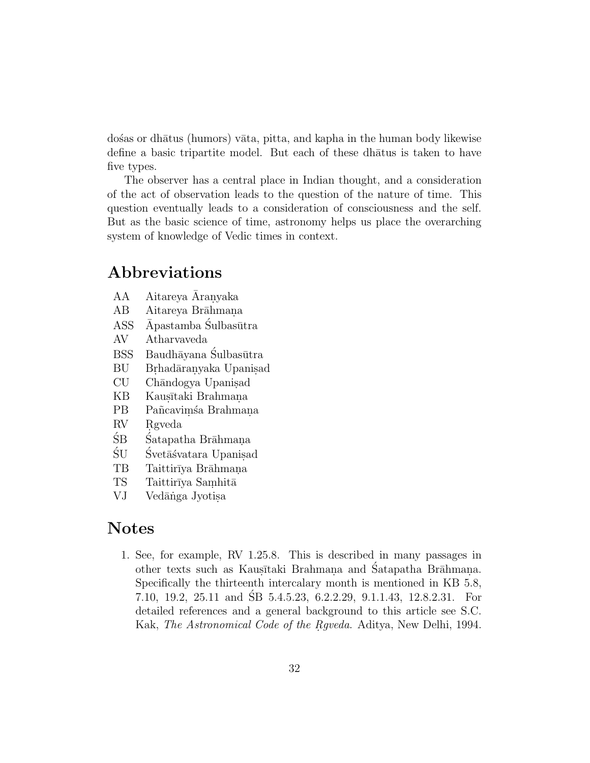dośas or dhātus (humors) vāta, pitta, and kapha in the human body likewise define a basic tripartite model. But each of these dhātus is taken to have five types.

The observer has a central place in Indian thought, and a consideration of the act of observation leads to the question of the nature of time. This question eventually leads to a consideration of consciousness and the self. But as the basic science of time, astronomy helps us place the overarching system of knowledge of Vedic times in context.

## Abbreviations

| | |
|---|---|
| AA | Aitareya Āraṇyaka |
| AB | Aitareya Brāhmaṇa |
| ASS | Āpastamba Śulbasūtra |
| AV | Atharvaveda |
| BSS | Baudhāyana Śulbasūtra |
| BU | Bṛhadāraṇyaka Upaniṣad |
| CU | Chāndogya Upaniṣad |
| KB | Kauṣītaki Brahmaṇa |
| PB | Pañcaviṃśa Brahmaṇa |
| RV | Ṛgveda |
| ŚB | Śatapatha Brāhmaṇa |
| ŚU | Śvetāśvatara Upaniṣad |
| TB | Taittirīya Brāhmaṇa |
| TS | Taittirīya Saṃhitā |
| VJ | Vedāṅga Jyotiṣa |

## Notes

1. See, for example, RV 1.25.8. This is described in many passages in other texts such as Kauṣītaki Brahmaṇa and Śatapatha Brāhmaṇa. Specifically the thirteenth intercalary month is mentioned in KB 5.8, 7.10, 19.2, 25.11 and ŚB 5.4.5.23, 6.2.2.29, 9.1.1.43, 12.8.2.31. For detailed references and a general background to this article see S.C. Kak, *The Astronomical Code of the Ṛgveda*. Aditya, New Delhi, 1994.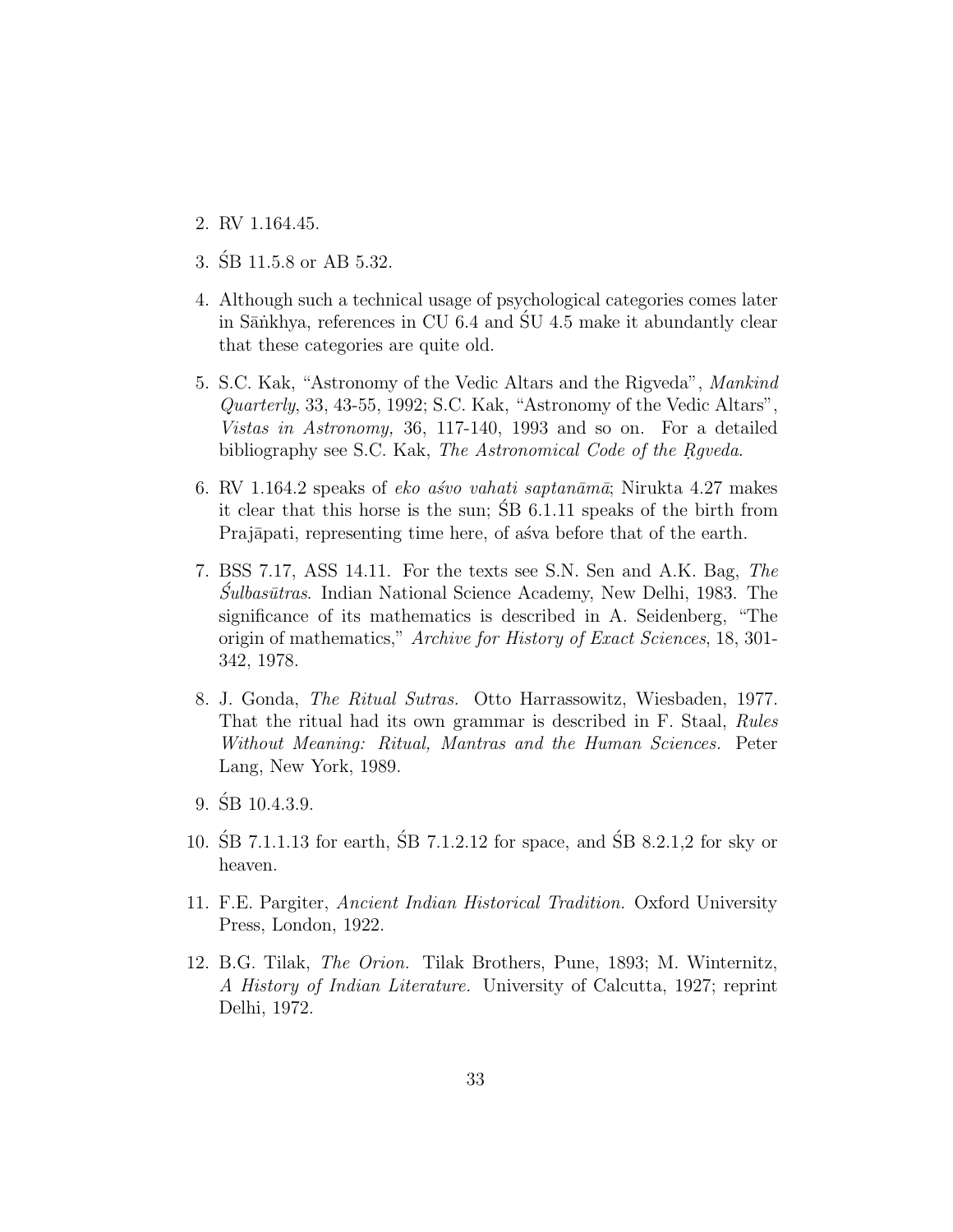2. RV 1.164.45.

3. ŚB 11.5.8 or AB 5.32.

4. Although such a technical usage of psychological categories comes later in Sāṅkhya, references in CU 6.4 and ŚU 4.5 make it abundantly clear that these categories are quite old.

5. S.C. Kak, "Astronomy of the Vedic Altars and the Rigveda", *Mankind Quarterly*, 33, 43-55, 1992; S.C. Kak, "Astronomy of the Vedic Altars", *Vistas in Astronomy,* 36, 117-140, 1993 and so on. For a detailed bibliography see S.C. Kak, *The Astronomical Code of the Ṛgveda*.

6. RV 1.164.2 speaks of *eko aśvo vahati saptanāmā*; Nirukta 4.27 makes it clear that this horse is the sun; ŚB 6.1.11 speaks of the birth from Prajāpati, representing time here, of aśva before that of the earth.

7. BSS 7.17, ASS 14.11. For the texts see S.N. Sen and A.K. Bag, *The Śulbasūtras*. Indian National Science Academy, New Delhi, 1983. The significance of its mathematics is described in A. Seidenberg, "The origin of mathematics," *Archive for History of Exact Sciences*, 18, 301-342, 1978.

8. J. Gonda, *The Ritual Sutras.* Otto Harrassowitz, Wiesbaden, 1977. That the ritual had its own grammar is described in F. Staal, *Rules Without Meaning: Ritual, Mantras and the Human Sciences.* Peter Lang, New York, 1989.

9. ŚB 10.4.3.9.

10. ŚB 7.1.1.13 for earth, ŚB 7.1.2.12 for space, and ŚB 8.2.1,2 for sky or heaven.

11. F.E. Pargiter, *Ancient Indian Historical Tradition.* Oxford University Press, London, 1922.

12. B.G. Tilak, *The Orion.* Tilak Brothers, Pune, 1893; M. Winternitz, *A History of Indian Literature.* University of Calcutta, 1927; reprint Delhi, 1972.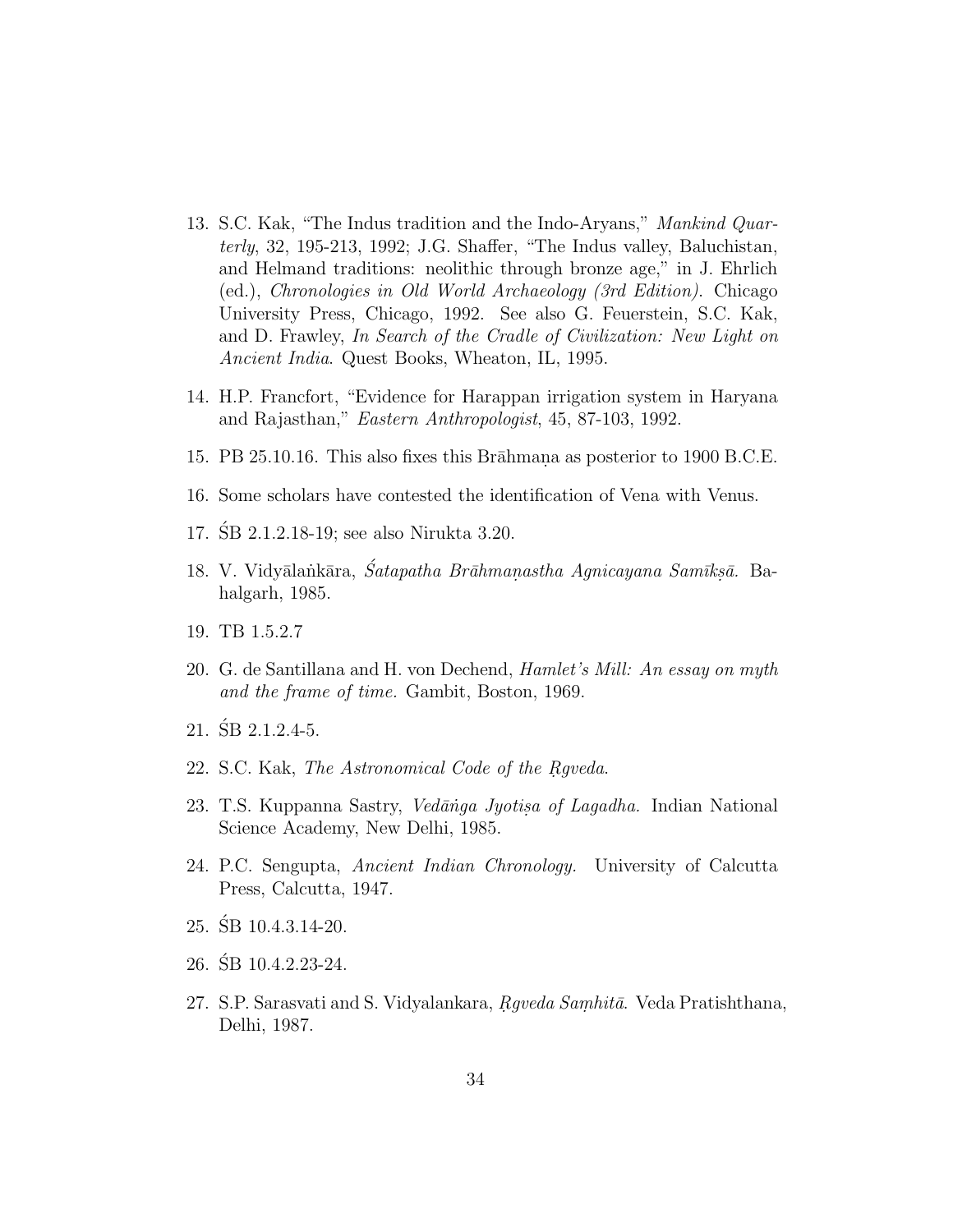13. S.C. Kak, "The Indus tradition and the Indo-Aryans," *Mankind Quarterly*, 32, 195-213, 1992; J.G. Shaffer, "The Indus valley, Baluchistan, and Helmand traditions: neolithic through bronze age," in J. Ehrlich (ed.), *Chronologies in Old World Archaeology (3rd Edition)*. Chicago University Press, Chicago, 1992. See also G. Feuerstein, S.C. Kak, and D. Frawley, *In Search of the Cradle of Civilization: New Light on Ancient India*. Quest Books, Wheaton, IL, 1995.

14. H.P. Francfort, "Evidence for Harappan irrigation system in Haryana and Rajasthan," *Eastern Anthropologist*, 45, 87-103, 1992.

15. PB 25.10.16. This also fixes this Brāhmaṇa as posterior to 1900 B.C.E.

16. Some scholars have contested the identification of Vena with Venus.

17. ŚB 2.1.2.18-19; see also Nirukta 3.20.

18. V. Vidyālaṅkāra, *Śatapatha Brāhmaṇastha Agnicayana Samīkṣā.* Bahalgarh, 1985.

19. TB 1.5.2.7

20. G. de Santillana and H. von Dechend, *Hamlet's Mill: An essay on myth and the frame of time.* Gambit, Boston, 1969.

21. ŚB 2.1.2.4-5.

22. S.C. Kak, *The Astronomical Code of the Ṛgveda*.

23. T.S. Kuppanna Sastry, *Vedāṅga Jyotiṣa of Lagadha.* Indian National Science Academy, New Delhi, 1985.

24. P.C. Sengupta, *Ancient Indian Chronology.* University of Calcutta Press, Calcutta, 1947.

25. ŚB 10.4.3.14-20.

26. ŚB 10.4.2.23-24.

27. S.P. Sarasvati and S. Vidyalankara, *Ṛgveda Saṃhitā*. Veda Pratishthana, Delhi, 1987.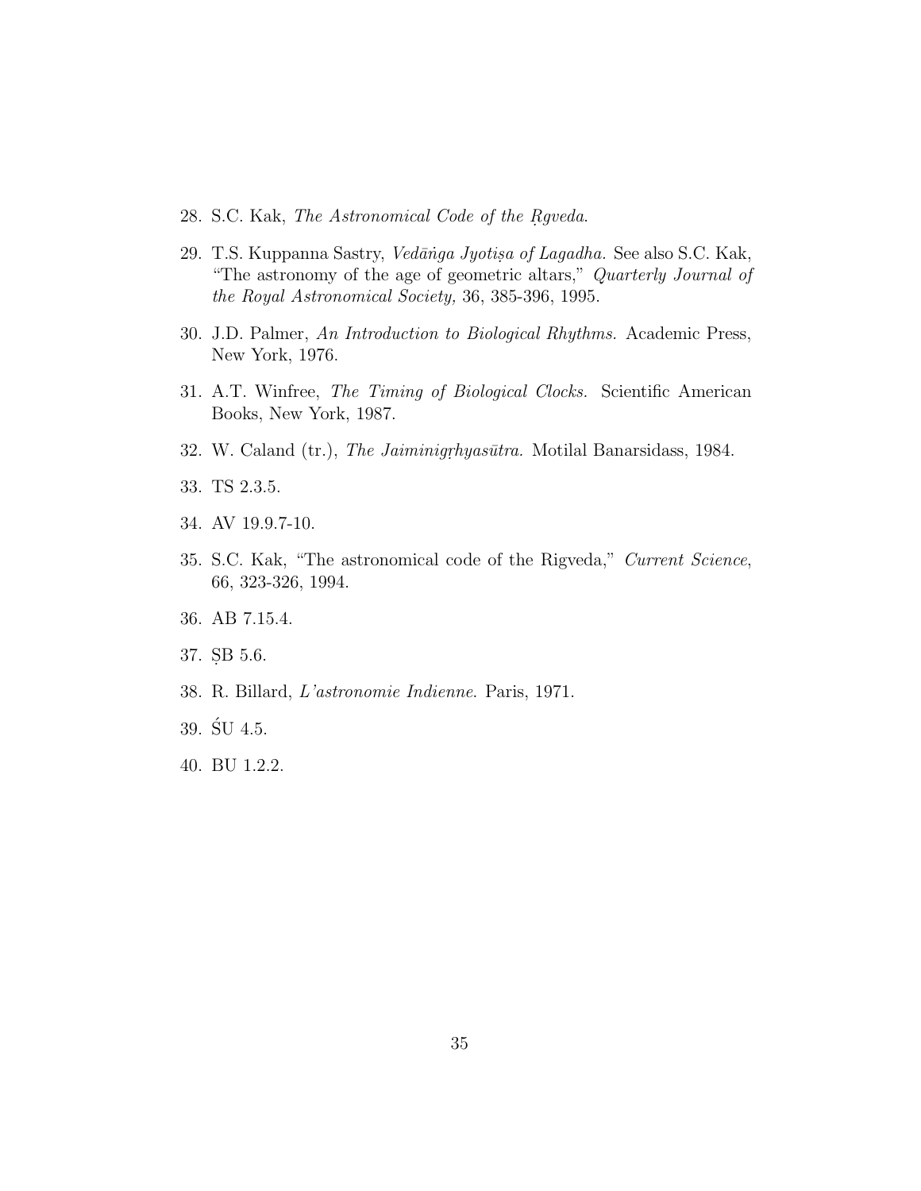28. S.C. Kak, *The Astronomical Code of the Ṛgveda.*

29. T.S. Kuppanna Sastry, *Vedāṅga Jyotiṣa of Lagadha.* See also S.C. Kak, "The astronomy of the age of geometric altars," *Quarterly Journal of the Royal Astronomical Society,* 36, 385-396, 1995.

30. J.D. Palmer, *An Introduction to Biological Rhythms.* Academic Press, New York, 1976.

31. A.T. Winfree, *The Timing of Biological Clocks.* Scientific American Books, New York, 1987.

32. W. Caland (tr.), *The Jaiminigṛhyasūtra.* Motilal Banarsidass, 1984.

33. TS 2.3.5.

34. AV 19.9.7-10.

35. S.C. Kak, "The astronomical code of the Rigveda," *Current Science*, 66, 323-326, 1994.

36. AB 7.15.4.

37. ṢB 5.6.

38. R. Billard, *L'astronomie Indienne.* Paris, 1971.

39. ŚU 4.5.

40. BU 1.2.2.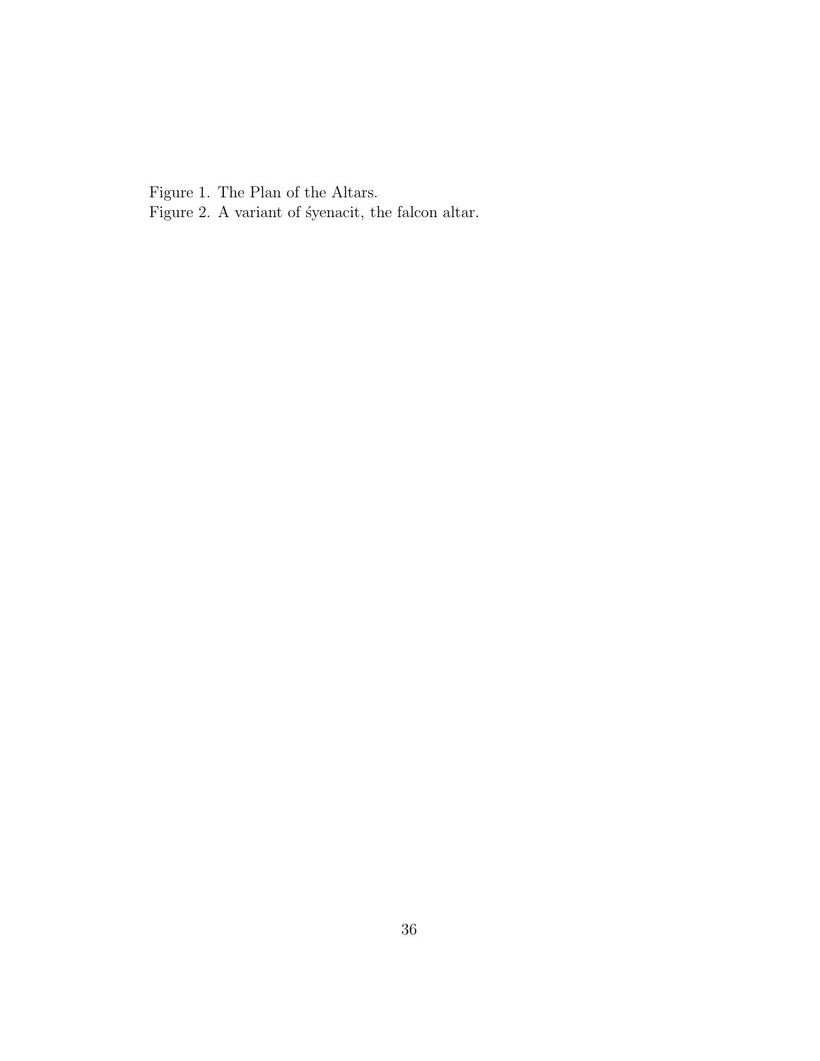Figure 1. The Plan of the Altars.
Figure 2. A variant of śyenacit, the falcon altar.